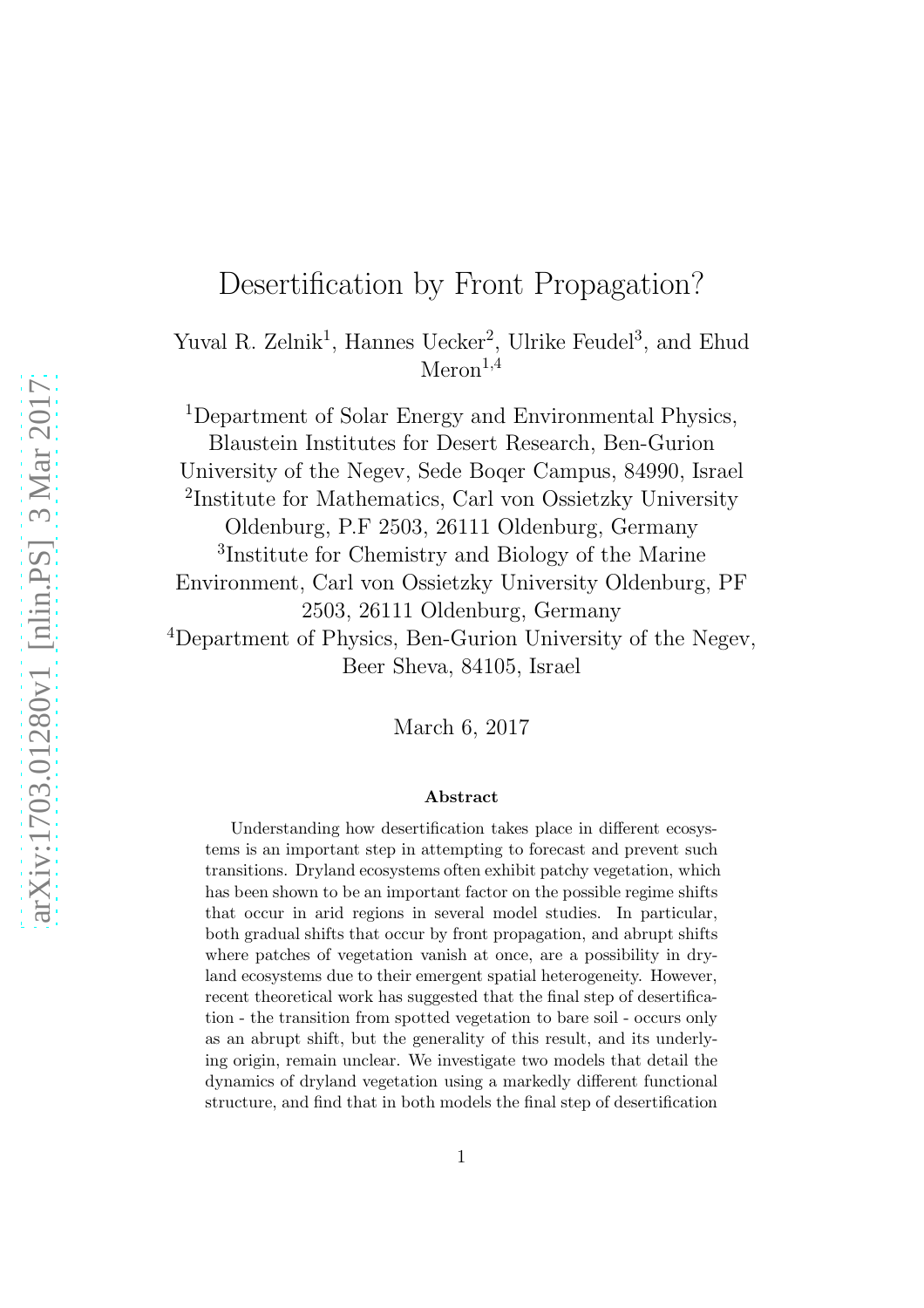# Desertification by Front Propagation?

Yuval R. Zelnik[1], Hannes Uecker[2], Ulrike Feudel[3], and Ehud Meron[1,4]

[1]Department of Solar Energy and Environmental Physics, Blaustein Institutes for Desert Research, Ben-Gurion University of the Negev, Sede Boqer Campus, 84990, Israel
[2]Institute for Mathematics, Carl von Ossietzky University Oldenburg, P.F 2503, 26111 Oldenburg, Germany
[3]Institute for Chemistry and Biology of the Marine Environment, Carl von Ossietzky University Oldenburg, PF 2503, 26111 Oldenburg, Germany
[4]Department of Physics, Ben-Gurion University of the Negev, Beer Sheva, 84105, Israel

March 6, 2017

#### Abstract

Understanding how desertification takes place in different ecosystems is an important step in attempting to forecast and prevent such transitions. Dryland ecosystems often exhibit patchy vegetation, which has been shown to be an important factor on the possible regime shifts that occur in arid regions in several model studies. In particular, both gradual shifts that occur by front propagation, and abrupt shifts where patches of vegetation vanish at once, are a possibility in dryland ecosystems due to their emergent spatial heterogeneity. However, recent theoretical work has suggested that the final step of desertification - the transition from spotted vegetation to bare soil - occurs only as an abrupt shift, but the generality of this result, and its underlying origin, remain unclear. We investigate two models that detail the dynamics of dryland vegetation using a markedly different functional structure, and find that in both models the final step of desertification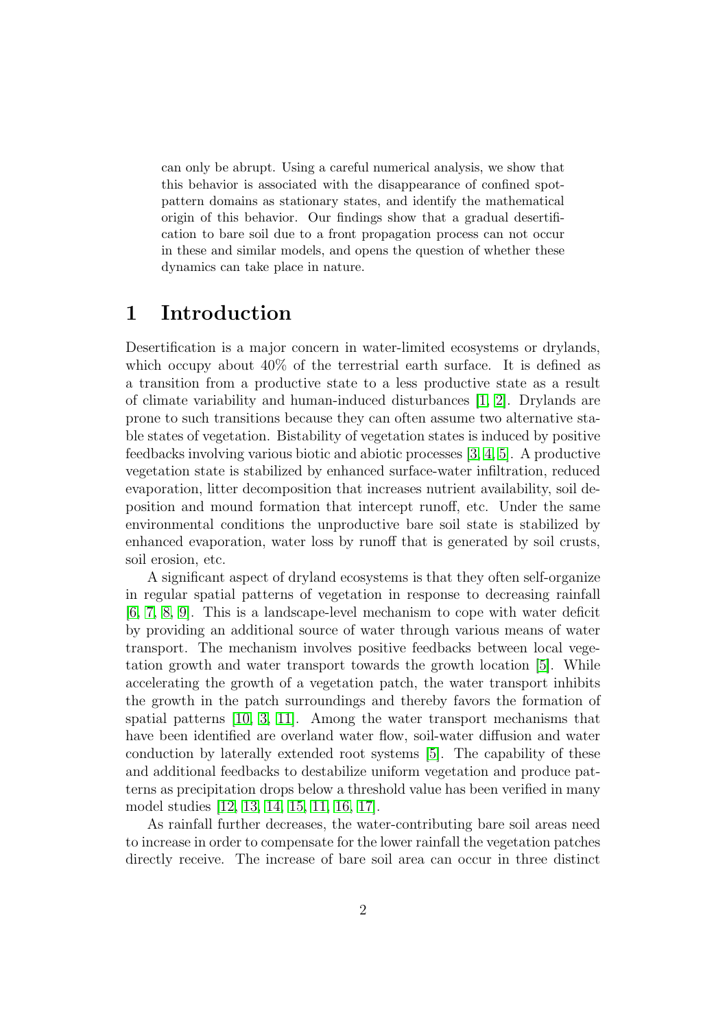can only be abrupt. Using a careful numerical analysis, we show that this behavior is associated with the disappearance of confined spot-pattern domains as stationary states, and identify the mathematical origin of this behavior. Our findings show that a gradual desertification to bare soil due to a front propagation process can not occur in these and similar models, and opens the question of whether these dynamics can take place in nature.

## 1 Introduction

Desertification is a major concern in water-limited ecosystems or drylands, which occupy about 40% of the terrestrial earth surface. It is defined as a transition from a productive state to a less productive state as a result of climate variability and human-induced disturbances [1, 2]. Drylands are prone to such transitions because they can often assume two alternative stable states of vegetation. Bistability of vegetation states is induced by positive feedbacks involving various biotic and abiotic processes [3, 4, 5]. A productive vegetation state is stabilized by enhanced surface-water infiltration, reduced evaporation, litter decomposition that increases nutrient availability, soil deposition and mound formation that intercept runoff, etc. Under the same environmental conditions the unproductive bare soil state is stabilized by enhanced evaporation, water loss by runoff that is generated by soil crusts, soil erosion, etc.

A significant aspect of dryland ecosystems is that they often self-organize in regular spatial patterns of vegetation in response to decreasing rainfall [6, 7, 8, 9]. This is a landscape-level mechanism to cope with water deficit by providing an additional source of water through various means of water transport. The mechanism involves positive feedbacks between local vegetation growth and water transport towards the growth location [5]. While accelerating the growth of a vegetation patch, the water transport inhibits the growth in the patch surroundings and thereby favors the formation of spatial patterns [10, 3, 11]. Among the water transport mechanisms that have been identified are overland water flow, soil-water diffusion and water conduction by laterally extended root systems [5]. The capability of these and additional feedbacks to destabilize uniform vegetation and produce patterns as precipitation drops below a threshold value has been verified in many model studies [12, 13, 14, 15, 11, 16, 17].

As rainfall further decreases, the water-contributing bare soil areas need to increase in order to compensate for the lower rainfall the vegetation patches directly receive. The increase of bare soil area can occur in three distinct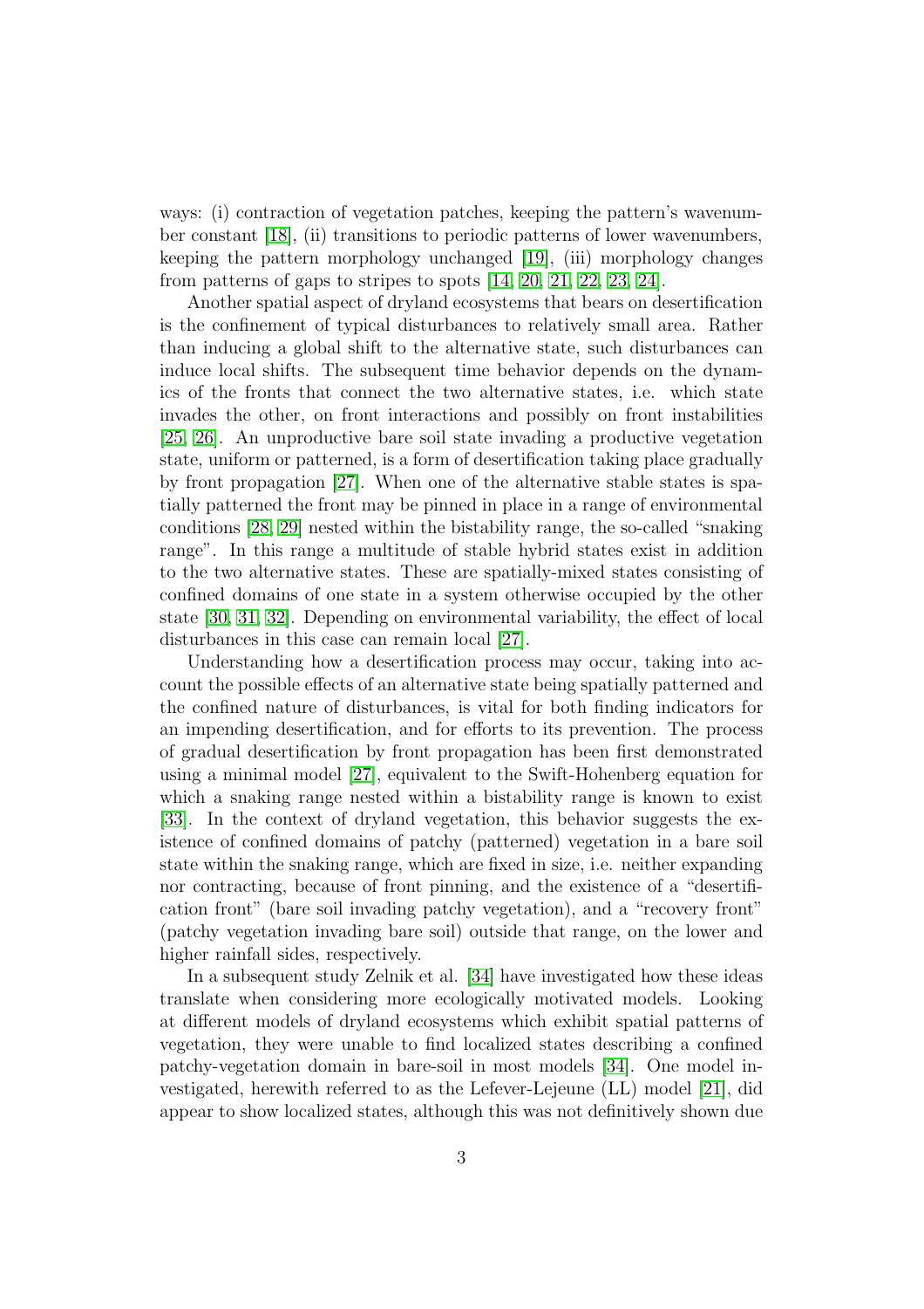ways: (i) contraction of vegetation patches, keeping the pattern's wavenumber constant [18], (ii) transitions to periodic patterns of lower wavenumbers, keeping the pattern morphology unchanged [19], (iii) morphology changes from patterns of gaps to stripes to spots [14, 20, 21, 22, 23, 24].

Another spatial aspect of dryland ecosystems that bears on desertification is the confinement of typical disturbances to relatively small area. Rather than inducing a global shift to the alternative state, such disturbances can induce local shifts. The subsequent time behavior depends on the dynamics of the fronts that connect the two alternative states, i.e. which state invades the other, on front interactions and possibly on front instabilities [25, 26]. An unproductive bare soil state invading a productive vegetation state, uniform or patterned, is a form of desertification taking place gradually by front propagation [27]. When one of the alternative stable states is spatially patterned the front may be pinned in place in a range of environmental conditions [28, 29] nested within the bistability range, the so-called "snaking range". In this range a multitude of stable hybrid states exist in addition to the two alternative states. These are spatially-mixed states consisting of confined domains of one state in a system otherwise occupied by the other state [30, 31, 32]. Depending on environmental variability, the effect of local disturbances in this case can remain local [27].

Understanding how a desertification process may occur, taking into account the possible effects of an alternative state being spatially patterned and the confined nature of disturbances, is vital for both finding indicators for an impending desertification, and for efforts to its prevention. The process of gradual desertification by front propagation has been first demonstrated using a minimal model [27], equivalent to the Swift-Hohenberg equation for which a snaking range nested within a bistability range is known to exist [33]. In the context of dryland vegetation, this behavior suggests the existence of confined domains of patchy (patterned) vegetation in a bare soil state within the snaking range, which are fixed in size, i.e. neither expanding nor contracting, because of front pinning, and the existence of a "desertification front" (bare soil invading patchy vegetation), and a "recovery front" (patchy vegetation invading bare soil) outside that range, on the lower and higher rainfall sides, respectively.

In a subsequent study Zelnik et al. [34] have investigated how these ideas translate when considering more ecologically motivated models. Looking at different models of dryland ecosystems which exhibit spatial patterns of vegetation, they were unable to find localized states describing a confined patchy-vegetation domain in bare-soil in most models [34]. One model investigated, herewith referred to as the Lefever-Lejeune (LL) model [21], did appear to show localized states, although this was not definitively shown due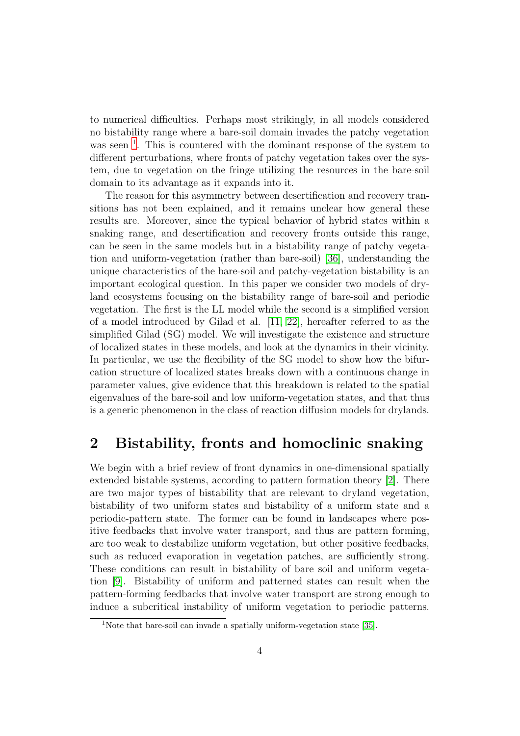to numerical difficulties. Perhaps most strikingly, in all models considered no bistability range where a bare-soil domain invades the patchy vegetation was seen [1]. This is countered with the dominant response of the system to different perturbations, where fronts of patchy vegetation takes over the system, due to vegetation on the fringe utilizing the resources in the bare-soil domain to its advantage as it expands into it.

The reason for this asymmetry between desertification and recovery transitions has not been explained, and it remains unclear how general these results are. Moreover, since the typical behavior of hybrid states within a snaking range, and desertification and recovery fronts outside this range, can be seen in the same models but in a bistability range of patchy vegetation and uniform-vegetation (rather than bare-soil) [36], understanding the unique characteristics of the bare-soil and patchy-vegetation bistability is an important ecological question. In this paper we consider two models of dryland ecosystems focusing on the bistability range of bare-soil and periodic vegetation. The first is the LL model while the second is a simplified version of a model introduced by Gilad et al. [11, 22], hereafter referred to as the simplified Gilad (SG) model. We will investigate the existence and structure of localized states in these models, and look at the dynamics in their vicinity. In particular, we use the flexibility of the SG model to show how the bifurcation structure of localized states breaks down with a continuous change in parameter values, give evidence that this breakdown is related to the spatial eigenvalues of the bare-soil and low uniform-vegetation states, and that thus is a generic phenomenon in the class of reaction diffusion models for drylands.

## 2 Bistability, fronts and homoclinic snaking

We begin with a brief review of front dynamics in one-dimensional spatially extended bistable systems, according to pattern formation theory [2]. There are two major types of bistability that are relevant to dryland vegetation, bistability of two uniform states and bistability of a uniform state and a periodic-pattern state. The former can be found in landscapes where positive feedbacks that involve water transport, and thus are pattern forming, are too weak to destabilize uniform vegetation, but other positive feedbacks, such as reduced evaporation in vegetation patches, are sufficiently strong. These conditions can result in bistability of bare soil and uniform vegetation [9]. Bistability of uniform and patterned states can result when the pattern-forming feedbacks that involve water transport are strong enough to induce a subcritical instability of uniform vegetation to periodic patterns.

[1] Note that bare-soil can invade a spatially uniform-vegetation state [35].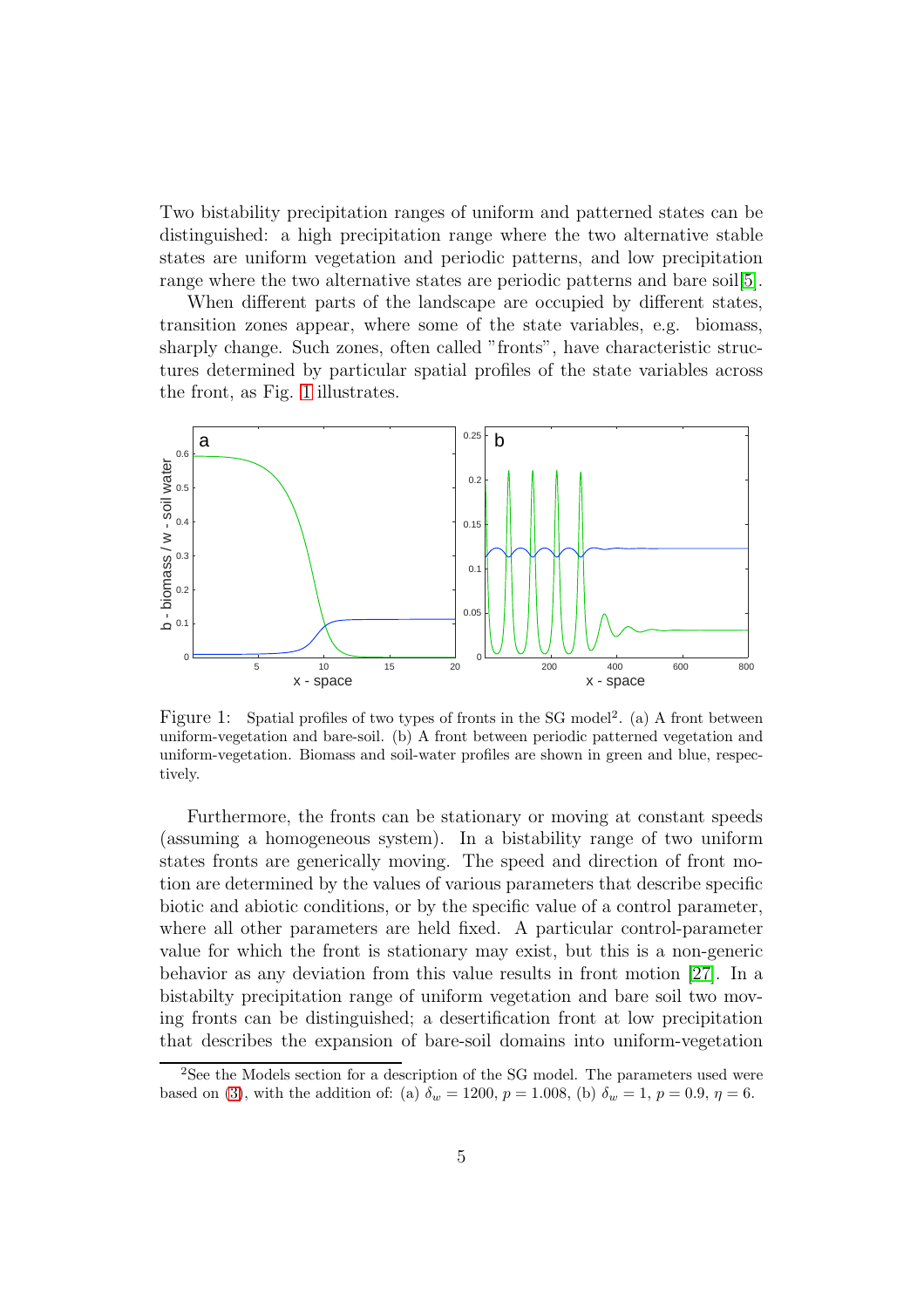Two bistability precipitation ranges of uniform and patterned states can be distinguished: a high precipitation range where the two alternative stable states are uniform vegetation and periodic patterns, and low precipitation range where the two alternative states are periodic patterns and bare soil[5].

When different parts of the landscape are occupied by different states, transition zones appear, where some of the state variables, e.g. biomass, sharply change. Such zones, often called "fronts", have characteristic structures determined by particular spatial profiles of the state variables across the front, as Fig. 1 illustrates.

Figure 1: Spatial profiles of two types of fronts in the SG model[2]. (a) A front between uniform-vegetation and bare-soil. (b) A front between periodic patterned vegetation and uniform-vegetation. Biomass and soil-water profiles are shown in green and blue, respectively.

Furthermore, the fronts can be stationary or moving at constant speeds (assuming a homogeneous system). In a bistability range of two uniform states fronts are generically moving. The speed and direction of front motion are determined by the values of various parameters that describe specific biotic and abiotic conditions, or by the specific value of a control parameter, where all other parameters are held fixed. A particular control-parameter value for which the front is stationary may exist, but this is a non-generic behavior as any deviation from this value results in front motion [27]. In a bistabilty precipitation range of uniform vegetation and bare soil two moving fronts can be distinguished; a desertification front at low precipitation that describes the expansion of bare-soil domains into uniform-vegetation

[2] See the Models section for a description of the SG model. The parameters used were based on (3), with the addition of: (a) $\delta_w = 1200$, $p = 1.008$, (b) $\delta_w = 1$, $p = 0.9$, $\eta = 6$.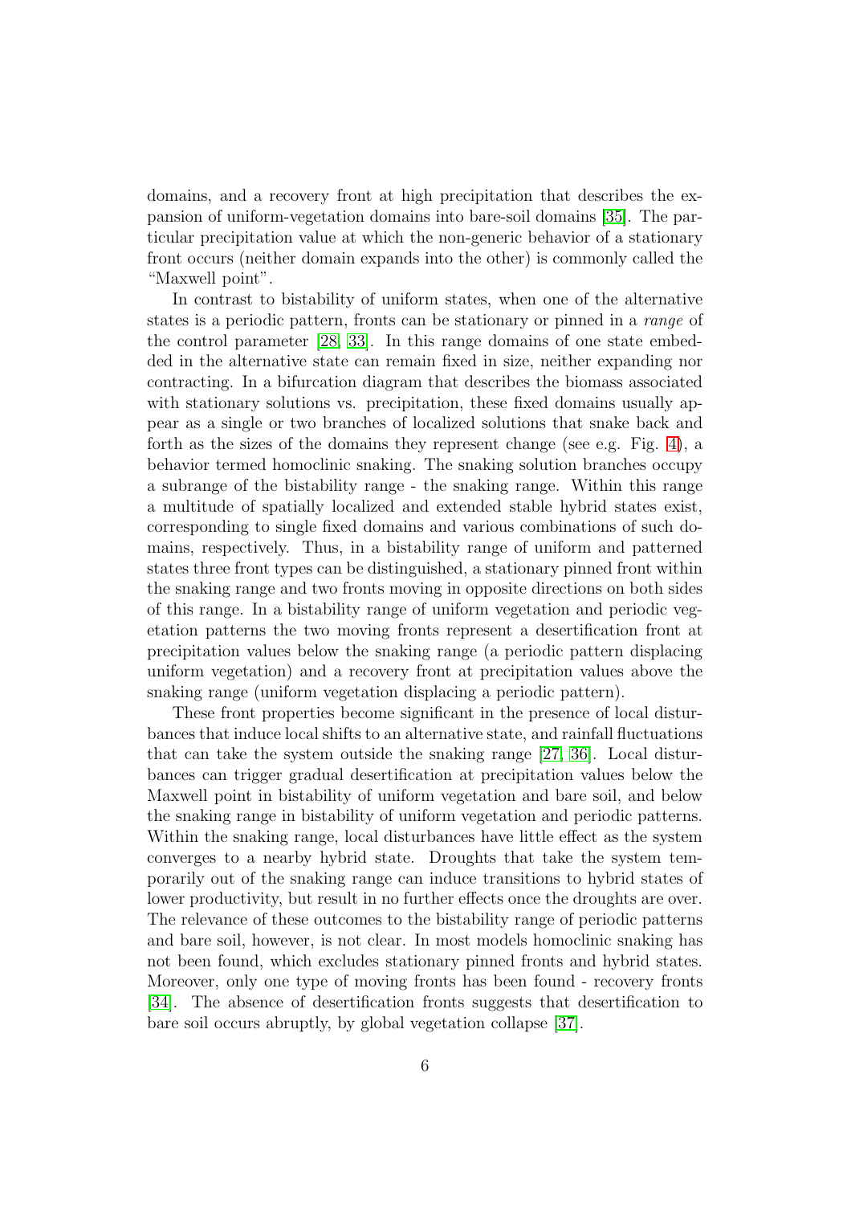domains, and a recovery front at high precipitation that describes the expansion of uniform-vegetation domains into bare-soil domains [35]. The particular precipitation value at which the non-generic behavior of a stationary front occurs (neither domain expands into the other) is commonly called the "Maxwell point".

In contrast to bistability of uniform states, when one of the alternative states is a periodic pattern, fronts can be stationary or pinned in a *range* of the control parameter [28, 33]. In this range domains of one state embedded in the alternative state can remain fixed in size, neither expanding nor contracting. In a bifurcation diagram that describes the biomass associated with stationary solutions vs. precipitation, these fixed domains usually appear as a single or two branches of localized solutions that snake back and forth as the sizes of the domains they represent change (see e.g. Fig. 4), a behavior termed homoclinic snaking. The snaking solution branches occupy a subrange of the bistability range - the snaking range. Within this range a multitude of spatially localized and extended stable hybrid states exist, corresponding to single fixed domains and various combinations of such domains, respectively. Thus, in a bistability range of uniform and patterned states three front types can be distinguished, a stationary pinned front within the snaking range and two fronts moving in opposite directions on both sides of this range. In a bistability range of uniform vegetation and periodic vegetation patterns the two moving fronts represent a desertification front at precipitation values below the snaking range (a periodic pattern displacing uniform vegetation) and a recovery front at precipitation values above the snaking range (uniform vegetation displacing a periodic pattern).

These front properties become significant in the presence of local disturbances that induce local shifts to an alternative state, and rainfall fluctuations that can take the system outside the snaking range [27, 36]. Local disturbances can trigger gradual desertification at precipitation values below the Maxwell point in bistability of uniform vegetation and bare soil, and below the snaking range in bistability of uniform vegetation and periodic patterns. Within the snaking range, local disturbances have little effect as the system converges to a nearby hybrid state. Droughts that take the system temporarily out of the snaking range can induce transitions to hybrid states of lower productivity, but result in no further effects once the droughts are over. The relevance of these outcomes to the bistability range of periodic patterns and bare soil, however, is not clear. In most models homoclinic snaking has not been found, which excludes stationary pinned fronts and hybrid states. Moreover, only one type of moving fronts has been found - recovery fronts [34]. The absence of desertification fronts suggests that desertification to bare soil occurs abruptly, by global vegetation collapse [37].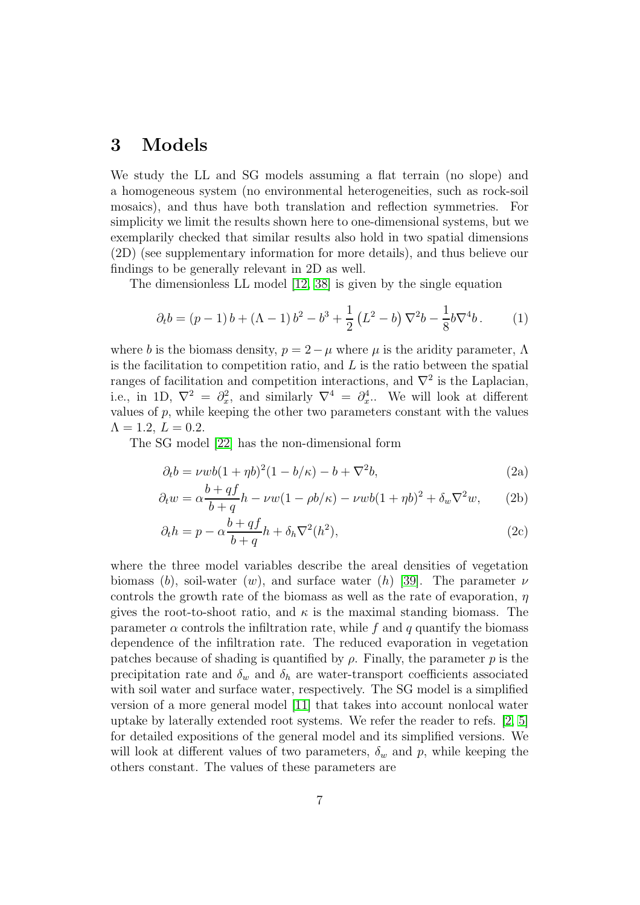# 3 Models

We study the LL and SG models assuming a flat terrain (no slope) and a homogeneous system (no environmental heterogeneities, such as rock-soil mosaics), and thus have both translation and reflection symmetries. For simplicity we limit the results shown here to one-dimensional systems, but we exemplarily checked that similar results also hold in two spatial dimensions (2D) (see supplementary information for more details), and thus believe our findings to be generally relevant in 2D as well.

The dimensionless LL model [12, 38] is given by the single equation

$$\partial_t b = (p-1)\, b + (\Lambda - 1)\, b^2 - b^3 + \frac{1}{2}\left(L^2 - b\right)\nabla^2 b - \frac{1}{8} b \nabla^4 b\,. \tag{1}$$

where $b$ is the biomass density, $p = 2 - \mu$ where $\mu$ is the aridity parameter, $\Lambda$ is the facilitation to competition ratio, and $L$ is the ratio between the spatial ranges of facilitation and competition interactions, and $\nabla^2$ is the Laplacian, i.e., in 1D, $\nabla^2 = \partial_x^2$, and similarly $\nabla^4 = \partial_x^4$.. We will look at different values of $p$, while keeping the other two parameters constant with the values $\Lambda = 1.2$, $L = 0.2$.

The SG model [22] has the non-dimensional form

$$\partial_t b = \nu w b (1 + \eta b)^2 (1 - b/\kappa) - b + \nabla^2 b, \tag{2a}$$

$$\partial_t w = \alpha \frac{b + qf}{b + q} h - \nu w (1 - \rho b/\kappa) - \nu w b (1 + \eta b)^2 + \delta_w \nabla^2 w, \tag{2b}$$

$$\partial_t h = p - \alpha \frac{b + qf}{b + q} h + \delta_h \nabla^2 (h^2), \tag{2c}$$

where the three model variables describe the areal densities of vegetation biomass ($b$), soil-water ($w$), and surface water ($h$) [39]. The parameter $\nu$ controls the growth rate of the biomass as well as the rate of evaporation, $\eta$ gives the root-to-shoot ratio, and $\kappa$ is the maximal standing biomass. The parameter $\alpha$ controls the infiltration rate, while $f$ and $q$ quantify the biomass dependence of the infiltration rate. The reduced evaporation in vegetation patches because of shading is quantified by $\rho$. Finally, the parameter $p$ is the precipitation rate and $\delta_w$ and $\delta_h$ are water-transport coefficients associated with soil water and surface water, respectively. The SG model is a simplified version of a more general model [11] that takes into account nonlocal water uptake by laterally extended root systems. We refer the reader to refs. [2, 5] for detailed expositions of the general model and its simplified versions. We will look at different values of two parameters, $\delta_w$ and $p$, while keeping the others constant. The values of these parameters are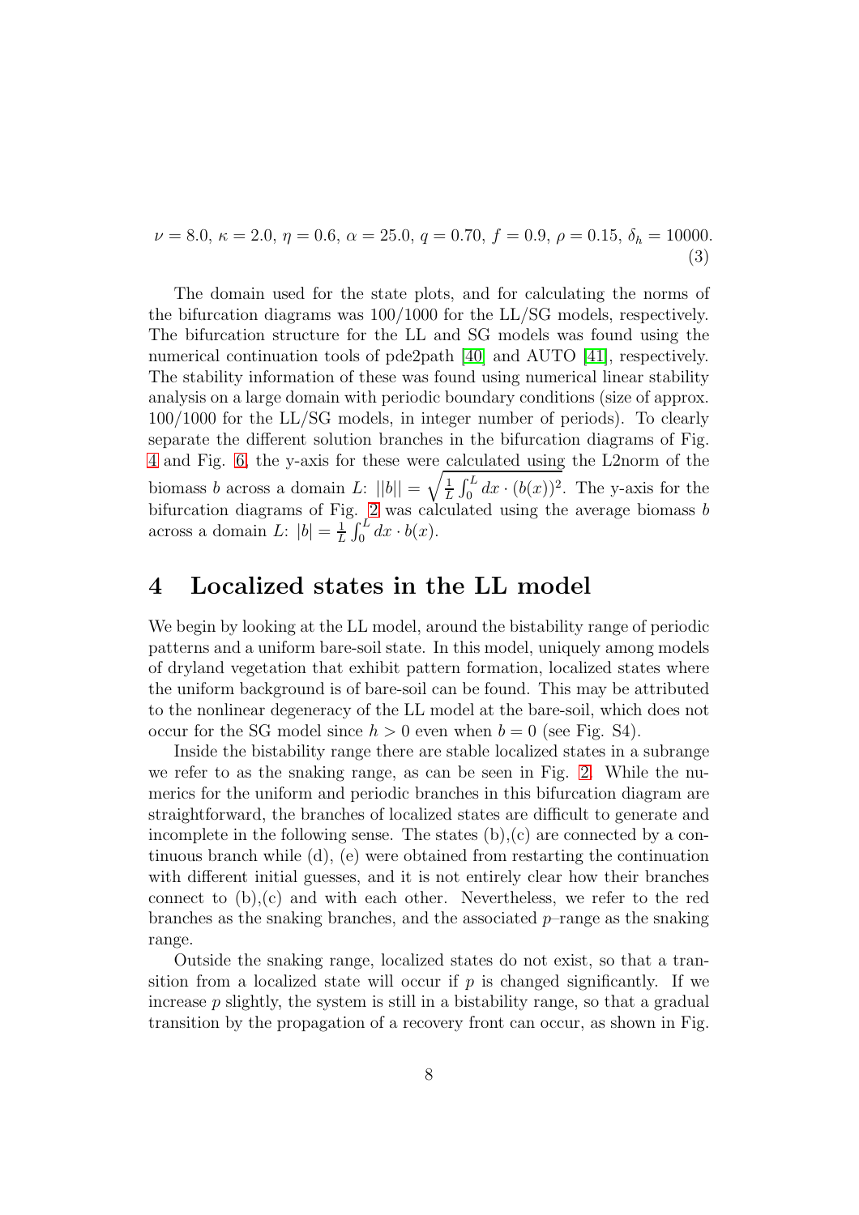$$\nu = 8.0,\ \kappa = 2.0,\ \eta = 0.6,\ \alpha = 25.0,\ q = 0.70,\ f = 0.9,\ \rho = 0.15,\ \delta_h = 10000. \tag{3}$$

The domain used for the state plots, and for calculating the norms of the bifurcation diagrams was 100/1000 for the LL/SG models, respectively. The bifurcation structure for the LL and SG models was found using the numerical continuation tools of pde2path [40] and AUTO [41], respectively. The stability information of these was found using numerical linear stability analysis on a large domain with periodic boundary conditions (size of approx. 100/1000 for the LL/SG models, in integer number of periods). To clearly separate the different solution branches in the bifurcation diagrams of Fig. 4 and Fig. 6, the y-axis for these were calculated using the L2norm of the biomass $b$ across a domain $L$: $||b|| = \sqrt{\frac{1}{L}\int_0^L dx \cdot (b(x))^2}$. The y-axis for the bifurcation diagrams of Fig. 2 was calculated using the average biomass $b$ across a domain $L$: $|b| = \frac{1}{L}\int_0^L dx \cdot b(x)$.

## 4 Localized states in the LL model

We begin by looking at the LL model, around the bistability range of periodic patterns and a uniform bare-soil state. In this model, uniquely among models of dryland vegetation that exhibit pattern formation, localized states where the uniform background is of bare-soil can be found. This may be attributed to the nonlinear degeneracy of the LL model at the bare-soil, which does not occur for the SG model since $h > 0$ even when $b = 0$ (see Fig. S4).

Inside the bistability range there are stable localized states in a subrange we refer to as the snaking range, as can be seen in Fig. 2. While the numerics for the uniform and periodic branches in this bifurcation diagram are straightforward, the branches of localized states are difficult to generate and incomplete in the following sense. The states (b),(c) are connected by a continuous branch while (d), (e) were obtained from restarting the continuation with different initial guesses, and it is not entirely clear how their branches connect to (b),(c) and with each other. Nevertheless, we refer to the red branches as the snaking branches, and the associated $p$–range as the snaking range.

Outside the snaking range, localized states do not exist, so that a transition from a localized state will occur if $p$ is changed significantly. If we increase $p$ slightly, the system is still in a bistability range, so that a gradual transition by the propagation of a recovery front can occur, as shown in Fig.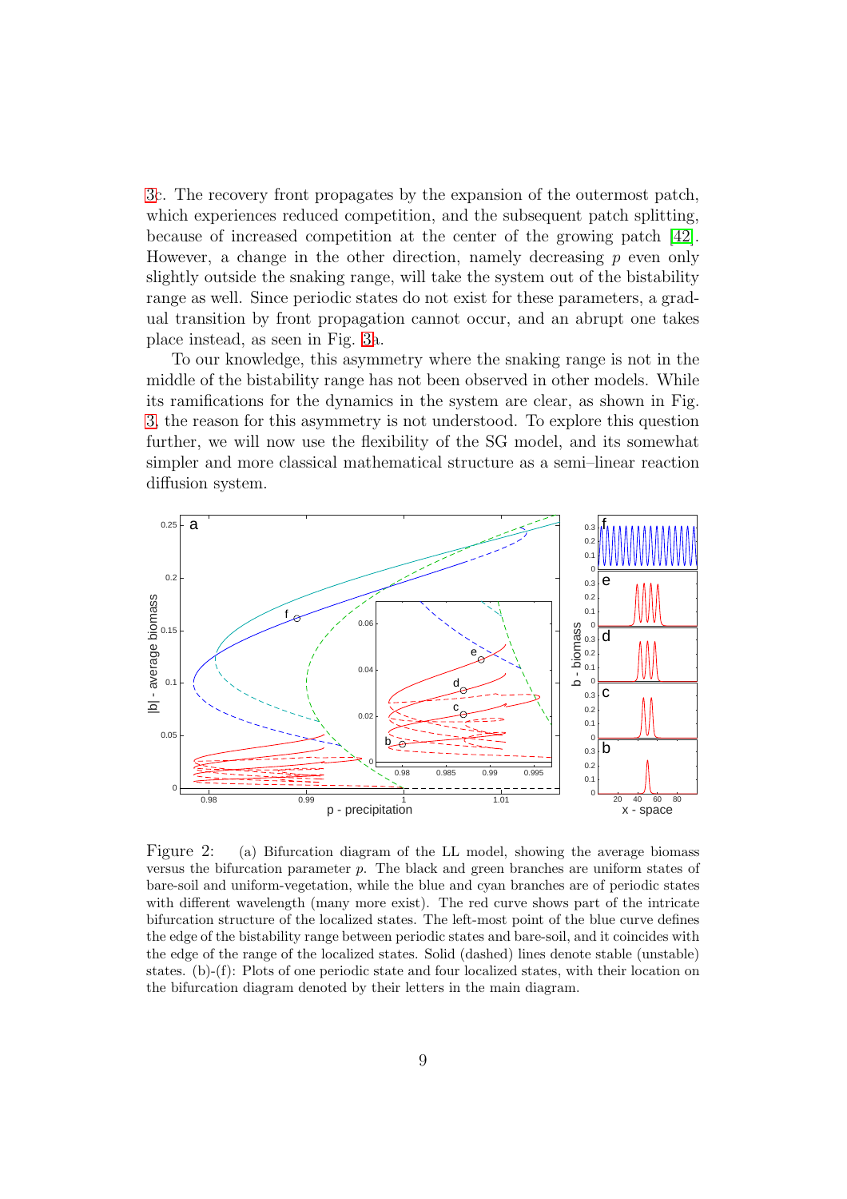3c. The recovery front propagates by the expansion of the outermost patch, which experiences reduced competition, and the subsequent patch splitting, because of increased competition at the center of the growing patch [42]. However, a change in the other direction, namely decreasing $p$ even only slightly outside the snaking range, will take the system out of the bistability range as well. Since periodic states do not exist for these parameters, a gradual transition by front propagation cannot occur, and an abrupt one takes place instead, as seen in Fig. 3a.

To our knowledge, this asymmetry where the snaking range is not in the middle of the bistability range has not been observed in other models. While its ramifications for the dynamics in the system are clear, as shown in Fig. 3, the reason for this asymmetry is not understood. To explore this question further, we will now use the flexibility of the SG model, and its somewhat simpler and more classical mathematical structure as a semi–linear reaction diffusion system.

Figure 2: (a) Bifurcation diagram of the LL model, showing the average biomass versus the bifurcation parameter $p$. The black and green branches are uniform states of bare-soil and uniform-vegetation, while the blue and cyan branches are of periodic states with different wavelength (many more exist). The red curve shows part of the intricate bifurcation structure of the localized states. The left-most point of the blue curve defines the edge of the bistability range between periodic states and bare-soil, and it coincides with the edge of the range of the localized states. Solid (dashed) lines denote stable (unstable) states. (b)-(f): Plots of one periodic state and four localized states, with their location on the bifurcation diagram denoted by their letters in the main diagram.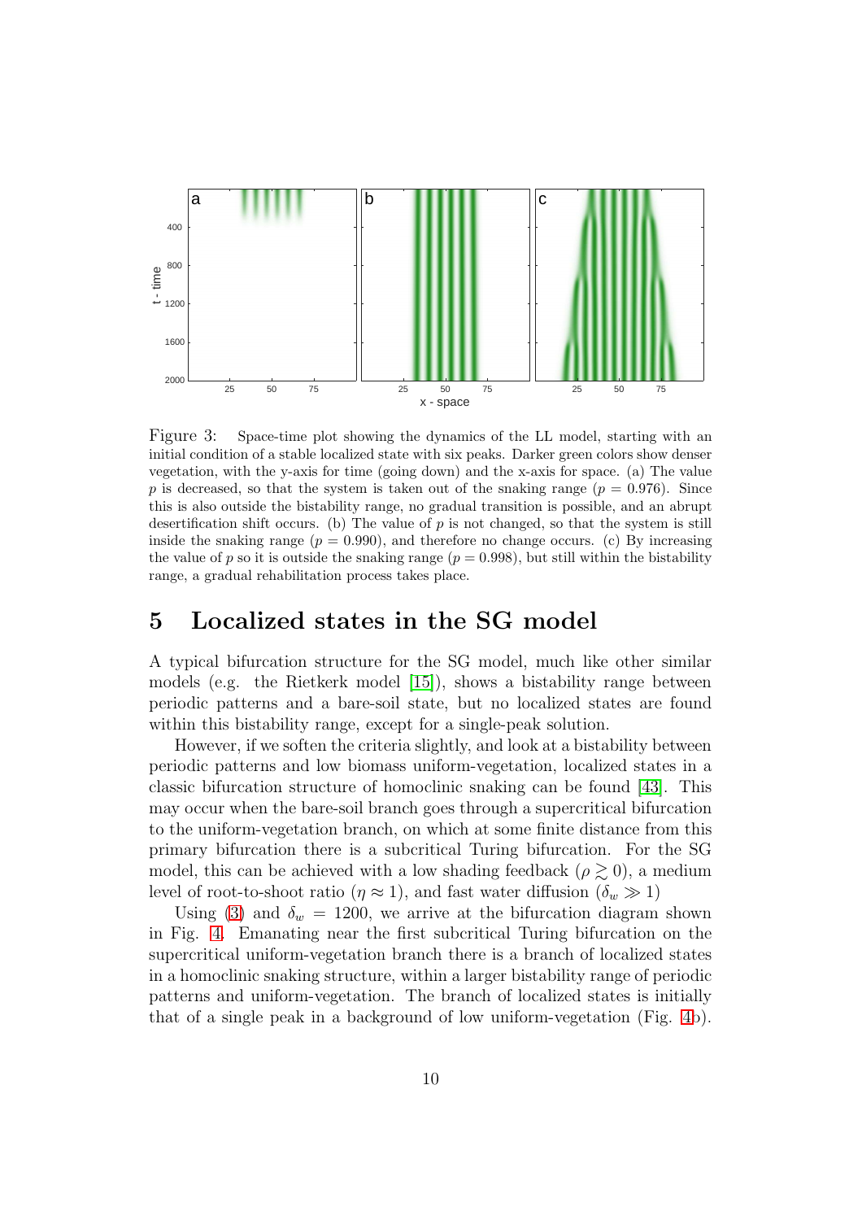Figure 3: Space-time plot showing the dynamics of the LL model, starting with an initial condition of a stable localized state with six peaks. Darker green colors show denser vegetation, with the y-axis for time (going down) and the x-axis for space. (a) The value $p$ is decreased, so that the system is taken out of the snaking range ($p = 0.976$). Since this is also outside the bistability range, no gradual transition is possible, and an abrupt desertification shift occurs. (b) The value of $p$ is not changed, so that the system is still inside the snaking range ($p = 0.990$), and therefore no change occurs. (c) By increasing the value of $p$ so it is outside the snaking range ($p = 0.998$), but still within the bistability range, a gradual rehabilitation process takes place.

# 5 Localized states in the SG model

A typical bifurcation structure for the SG model, much like other similar models (e.g. the Rietkerk model [15]), shows a bistability range between periodic patterns and a bare-soil state, but no localized states are found within this bistability range, except for a single-peak solution.

However, if we soften the criteria slightly, and look at a bistability between periodic patterns and low biomass uniform-vegetation, localized states in a classic bifurcation structure of homoclinic snaking can be found [43]. This may occur when the bare-soil branch goes through a supercritical bifurcation to the uniform-vegetation branch, on which at some finite distance from this primary bifurcation there is a subcritical Turing bifurcation. For the SG model, this can be achieved with a low shading feedback ($\rho \gtrsim 0$), a medium level of root-to-shoot ratio ($\eta \approx 1$), and fast water diffusion ($\delta_w \gg 1$)

Using (3) and $\delta_w = 1200$, we arrive at the bifurcation diagram shown in Fig. 4. Emanating near the first subcritical Turing bifurcation on the supercritical uniform-vegetation branch there is a branch of localized states in a homoclinic snaking structure, within a larger bistability range of periodic patterns and uniform-vegetation. The branch of localized states is initially that of a single peak in a background of low uniform-vegetation (Fig. 4b).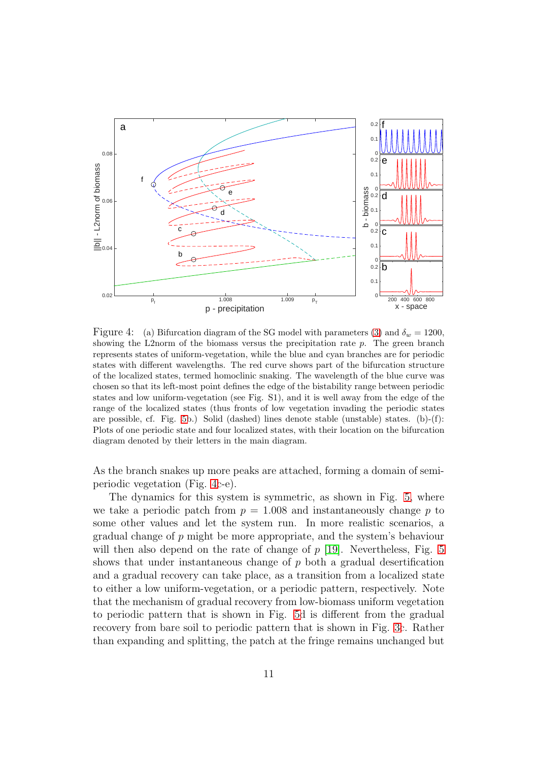Figure 4: (a) Bifurcation diagram of the SG model with parameters (3) and $\delta_w = 1200$, showing the L2norm of the biomass versus the precipitation rate $p$. The green branch represents states of uniform-vegetation, while the blue and cyan branches are for periodic states with different wavelengths. The red curve shows part of the bifurcation structure of the localized states, termed homoclinic snaking. The wavelength of the blue curve was chosen so that its left-most point defines the edge of the bistability range between periodic states and low uniform-vegetation (see Fig. S1), and it is well away from the edge of the range of the localized states (thus fronts of low vegetation invading the periodic states are possible, cf. Fig. 5b.) Solid (dashed) lines denote stable (unstable) states. (b)-(f): Plots of one periodic state and four localized states, with their location on the bifurcation diagram denoted by their letters in the main diagram.

As the branch snakes up more peaks are attached, forming a domain of semi-periodic vegetation (Fig. 4c-e).

The dynamics for this system is symmetric, as shown in Fig. 5, where we take a periodic patch from $p = 1.008$ and instantaneously change $p$ to some other values and let the system run. In more realistic scenarios, a gradual change of $p$ might be more appropriate, and the system's behaviour will then also depend on the rate of change of $p$ [19]. Nevertheless, Fig. 5 shows that under instantaneous change of $p$ both a gradual desertification and a gradual recovery can take place, as a transition from a localized state to either a low uniform-vegetation, or a periodic pattern, respectively. Note that the mechanism of gradual recovery from low-biomass uniform vegetation to periodic pattern that is shown in Fig. 5d is different from the gradual recovery from bare soil to periodic pattern that is shown in Fig. 3c. Rather than expanding and splitting, the patch at the fringe remains unchanged but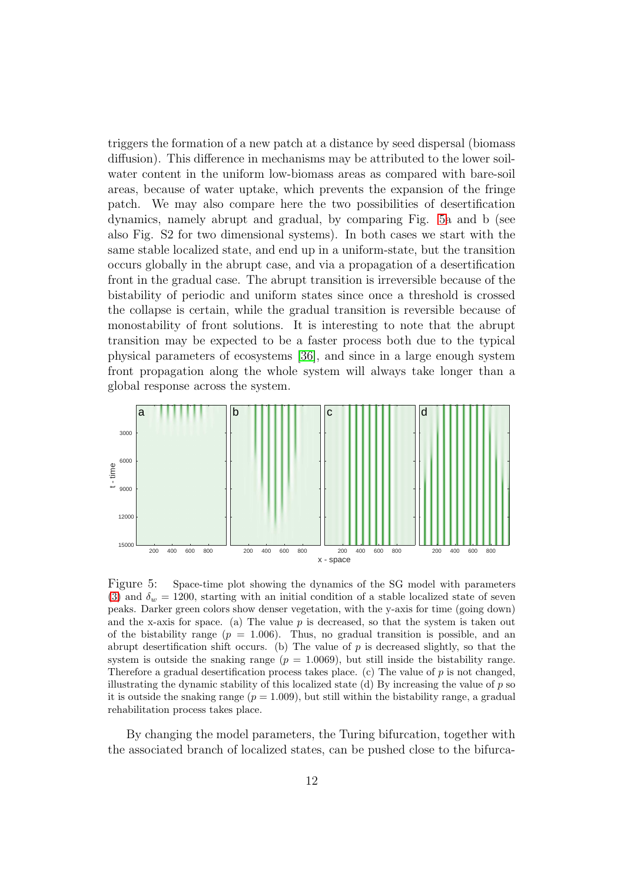triggers the formation of a new patch at a distance by seed dispersal (biomass diffusion). This difference in mechanisms may be attributed to the lower soil-water content in the uniform low-biomass areas as compared with bare-soil areas, because of water uptake, which prevents the expansion of the fringe patch. We may also compare here the two possibilities of desertification dynamics, namely abrupt and gradual, by comparing Fig. 5a and b (see also Fig. S2 for two dimensional systems). In both cases we start with the same stable localized state, and end up in a uniform-state, but the transition occurs globally in the abrupt case, and via a propagation of a desertification front in the gradual case. The abrupt transition is irreversible because of the bistability of periodic and uniform states since once a threshold is crossed the collapse is certain, while the gradual transition is reversible because of monostability of front solutions. It is interesting to note that the abrupt transition may be expected to be a faster process both due to the typical physical parameters of ecosystems [36], and since in a large enough system front propagation along the whole system will always take longer than a global response across the system.

Figure 5: Space-time plot showing the dynamics of the SG model with parameters (3) and $\delta_w = 1200$, starting with an initial condition of a stable localized state of seven peaks. Darker green colors show denser vegetation, with the y-axis for time (going down) and the x-axis for space. (a) The value $p$ is decreased, so that the system is taken out of the bistability range ($p = 1.006$). Thus, no gradual transition is possible, and an abrupt desertification shift occurs. (b) The value of $p$ is decreased slightly, so that the system is outside the snaking range ($p = 1.0069$), but still inside the bistability range. Therefore a gradual desertification process takes place. (c) The value of $p$ is not changed, illustrating the dynamic stability of this localized state (d) By increasing the value of $p$ so it is outside the snaking range ($p = 1.009$), but still within the bistability range, a gradual rehabilitation process takes place.

By changing the model parameters, the Turing bifurcation, together with the associated branch of localized states, can be pushed close to the bifurca-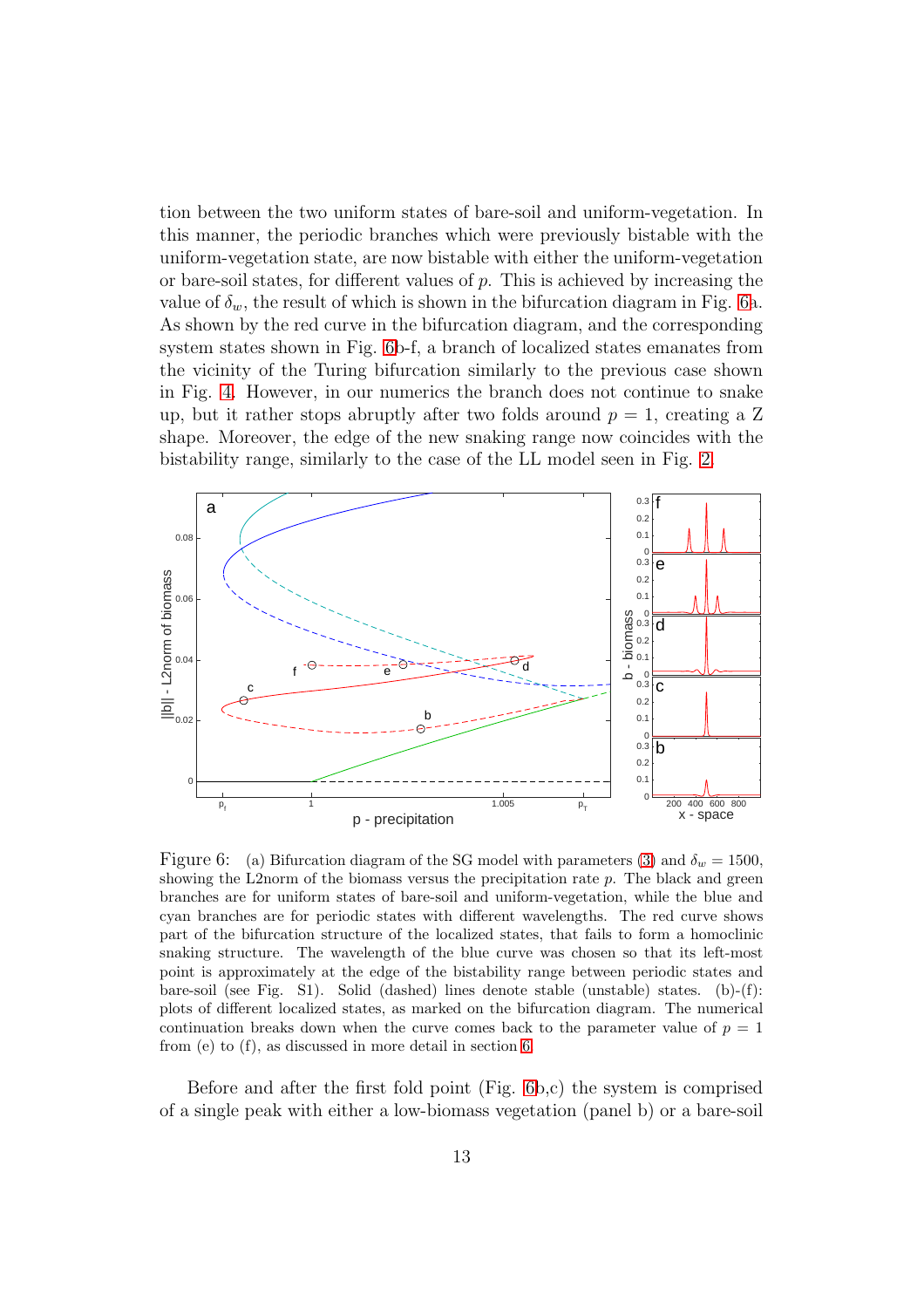tion between the two uniform states of bare-soil and uniform-vegetation. In this manner, the periodic branches which were previously bistable with the uniform-vegetation state, are now bistable with either the uniform-vegetation or bare-soil states, for different values of $p$. This is achieved by increasing the value of $\delta_w$, the result of which is shown in the bifurcation diagram in Fig. 6a. As shown by the red curve in the bifurcation diagram, and the corresponding system states shown in Fig. 6b-f, a branch of localized states emanates from the vicinity of the Turing bifurcation similarly to the previous case shown in Fig. 4. However, in our numerics the branch does not continue to snake up, but it rather stops abruptly after two folds around $p = 1$, creating a Z shape. Moreover, the edge of the new snaking range now coincides with the bistability range, similarly to the case of the LL model seen in Fig. 2.

Figure 6: (a) Bifurcation diagram of the SG model with parameters (3) and $\delta_w = 1500$, showing the L2norm of the biomass versus the precipitation rate $p$. The black and green branches are for uniform states of bare-soil and uniform-vegetation, while the blue and cyan branches are for periodic states with different wavelengths. The red curve shows part of the bifurcation structure of the localized states, that fails to form a homoclinic snaking structure. The wavelength of the blue curve was chosen so that its left-most point is approximately at the edge of the bistability range between periodic states and bare-soil (see Fig. S1). Solid (dashed) lines denote stable (unstable) states. (b)-(f): plots of different localized states, as marked on the bifurcation diagram. The numerical continuation breaks down when the curve comes back to the parameter value of $p = 1$ from (e) to (f), as discussed in more detail in section 6.

Before and after the first fold point (Fig. 6b,c) the system is comprised of a single peak with either a low-biomass vegetation (panel b) or a bare-soil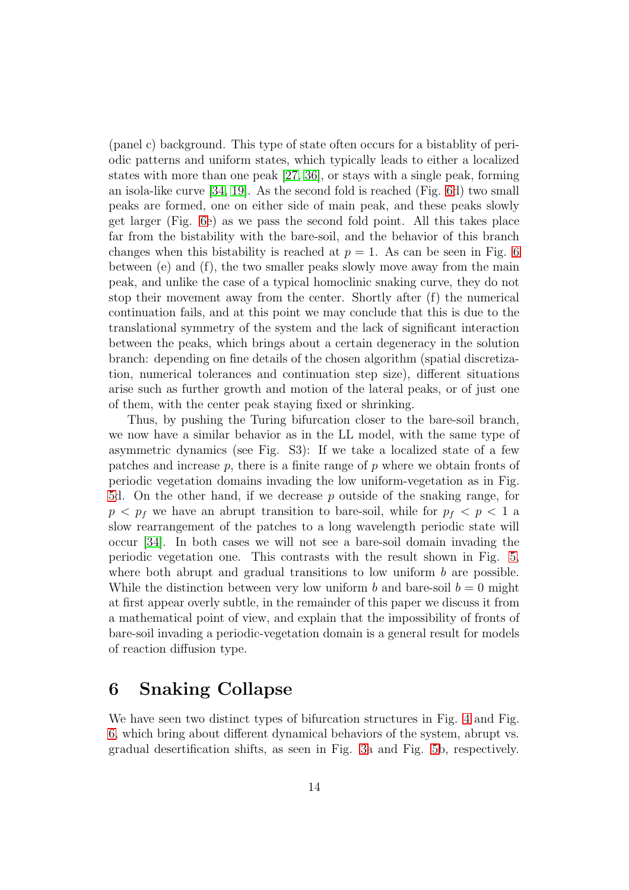(panel c) background. This type of state often occurs for a bistablity of periodic patterns and uniform states, which typically leads to either a localized states with more than one peak [27, 36], or stays with a single peak, forming an isola-like curve [34, 19]. As the second fold is reached (Fig. 6d) two small peaks are formed, one on either side of main peak, and these peaks slowly get larger (Fig. 6e) as we pass the second fold point. All this takes place far from the bistability with the bare-soil, and the behavior of this branch changes when this bistability is reached at $p = 1$. As can be seen in Fig. 6 between (e) and (f), the two smaller peaks slowly move away from the main peak, and unlike the case of a typical homoclinic snaking curve, they do not stop their movement away from the center. Shortly after (f) the numerical continuation fails, and at this point we may conclude that this is due to the translational symmetry of the system and the lack of significant interaction between the peaks, which brings about a certain degeneracy in the solution branch: depending on fine details of the chosen algorithm (spatial discretization, numerical tolerances and continuation step size), different situations arise such as further growth and motion of the lateral peaks, or of just one of them, with the center peak staying fixed or shrinking.

Thus, by pushing the Turing bifurcation closer to the bare-soil branch, we now have a similar behavior as in the LL model, with the same type of asymmetric dynamics (see Fig. S3): If we take a localized state of a few patches and increase $p$, there is a finite range of $p$ where we obtain fronts of periodic vegetation domains invading the low uniform-vegetation as in Fig. 5d. On the other hand, if we decrease $p$ outside of the snaking range, for $p < p_f$ we have an abrupt transition to bare-soil, while for $p_f < p < 1$ a slow rearrangement of the patches to a long wavelength periodic state will occur [34]. In both cases we will not see a bare-soil domain invading the periodic vegetation one. This contrasts with the result shown in Fig. 5, where both abrupt and gradual transitions to low uniform $b$ are possible. While the distinction between very low uniform $b$ and bare-soil $b = 0$ might at first appear overly subtle, in the remainder of this paper we discuss it from a mathematical point of view, and explain that the impossibility of fronts of bare-soil invading a periodic-vegetation domain is a general result for models of reaction diffusion type.

# 6 Snaking Collapse

We have seen two distinct types of bifurcation structures in Fig. 4 and Fig. 6, which bring about different dynamical behaviors of the system, abrupt vs. gradual desertification shifts, as seen in Fig. 3a and Fig. 5b, respectively.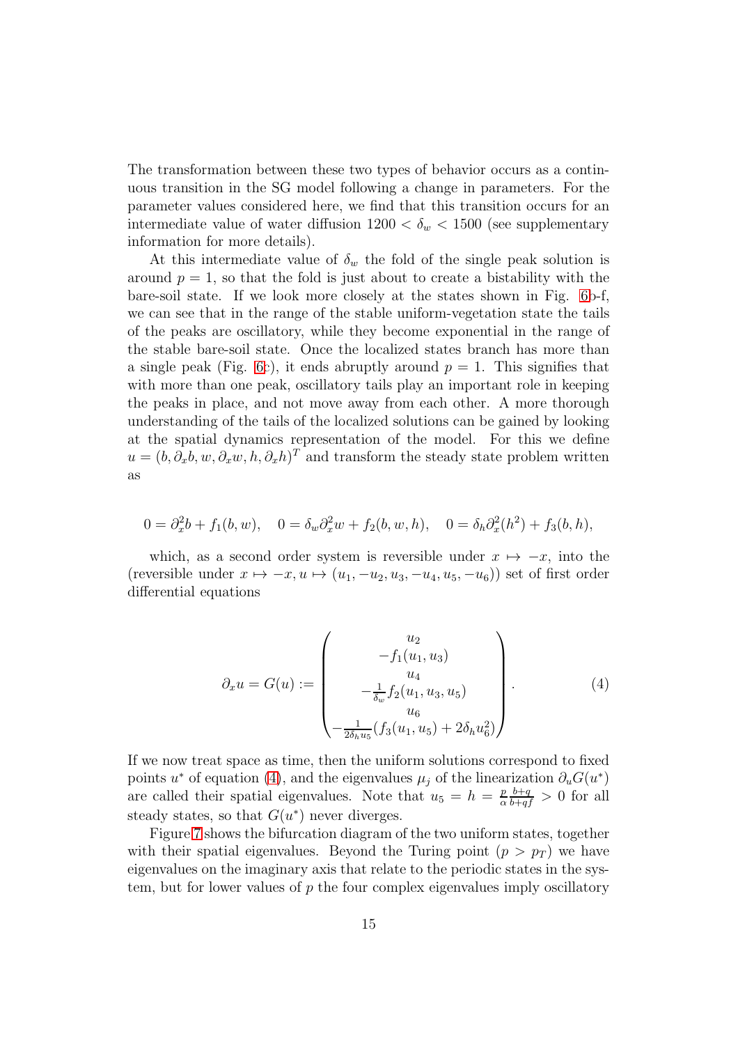The transformation between these two types of behavior occurs as a continuous transition in the SG model following a change in parameters. For the parameter values considered here, we find that this transition occurs for an intermediate value of water diffusion $1200 < \delta_w < 1500$ (see supplementary information for more details).

At this intermediate value of $\delta_w$ the fold of the single peak solution is around $p = 1$, so that the fold is just about to create a bistability with the bare-soil state. If we look more closely at the states shown in Fig. 6b-f, we can see that in the range of the stable uniform-vegetation state the tails of the peaks are oscillatory, while they become exponential in the range of the stable bare-soil state. Once the localized states branch has more than a single peak (Fig. 6c), it ends abruptly around $p = 1$. This signifies that with more than one peak, oscillatory tails play an important role in keeping the peaks in place, and not move away from each other. A more thorough understanding of the tails of the localized solutions can be gained by looking at the spatial dynamics representation of the model. For this we define $u = (b, \partial_x b, w, \partial_x w, h, \partial_x h)^T$ and transform the steady state problem written as

$$0 = \partial_x^2 b + f_1(b, w), \quad 0 = \delta_w \partial_x^2 w + f_2(b, w, h), \quad 0 = \delta_h \partial_x^2 (h^2) + f_3(b, h),$$

which, as a second order system is reversible under $x \mapsto -x$, into the (reversible under $x \mapsto -x, u \mapsto (u_1, -u_2, u_3, -u_4, u_5, -u_6)$) set of first order differential equations

$$\partial_x u = G(u) := \begin{pmatrix} u_2 \\ -f_1(u_1, u_3) \\ u_4 \\ -\frac{1}{\delta_w} f_2(u_1, u_3, u_5) \\ u_6 \\ -\frac{1}{2\delta_h u_5}(f_3(u_1, u_5) + 2\delta_h u_6^2) \end{pmatrix}. \tag{4}$$

If we now treat space as time, then the uniform solutions correspond to fixed points $u^*$ of equation (4), and the eigenvalues $\mu_j$ of the linearization $\partial_u G(u^*)$ are called their spatial eigenvalues. Note that $u_5 = h = \frac{p}{\alpha} \frac{b+q}{b+qf} > 0$ for all steady states, so that $G(u^*)$ never diverges.

Figure 7 shows the bifurcation diagram of the two uniform states, together with their spatial eigenvalues. Beyond the Turing point ($p > p_T$) we have eigenvalues on the imaginary axis that relate to the periodic states in the system, but for lower values of $p$ the four complex eigenvalues imply oscillatory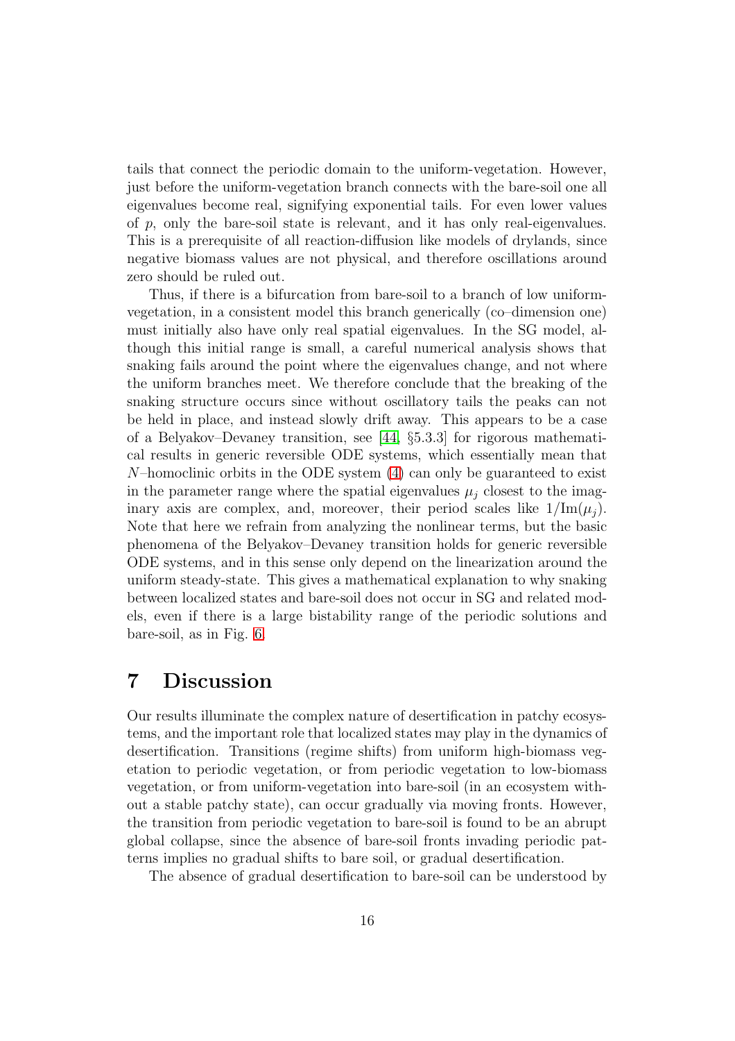tails that connect the periodic domain to the uniform-vegetation. However, just before the uniform-vegetation branch connects with the bare-soil one all eigenvalues become real, signifying exponential tails. For even lower values of $p$, only the bare-soil state is relevant, and it has only real-eigenvalues. This is a prerequisite of all reaction-diffusion like models of drylands, since negative biomass values are not physical, and therefore oscillations around zero should be ruled out.

Thus, if there is a bifurcation from bare-soil to a branch of low uniform-vegetation, in a consistent model this branch generically (co–dimension one) must initially also have only real spatial eigenvalues. In the SG model, although this initial range is small, a careful numerical analysis shows that snaking fails around the point where the eigenvalues change, and not where the uniform branches meet. We therefore conclude that the breaking of the snaking structure occurs since without oscillatory tails the peaks can not be held in place, and instead slowly drift away. This appears to be a case of a Belyakov–Devaney transition, see [44, §5.3.3] for rigorous mathematical results in generic reversible ODE systems, which essentially mean that $N$–homoclinic orbits in the ODE system (4) can only be guaranteed to exist in the parameter range where the spatial eigenvalues $\mu_j$ closest to the imaginary axis are complex, and, moreover, their period scales like $1/\text{Im}(\mu_j)$. Note that here we refrain from analyzing the nonlinear terms, but the basic phenomena of the Belyakov–Devaney transition holds for generic reversible ODE systems, and in this sense only depend on the linearization around the uniform steady-state. This gives a mathematical explanation to why snaking between localized states and bare-soil does not occur in SG and related models, even if there is a large bistability range of the periodic solutions and bare-soil, as in Fig. 6.

# 7 Discussion

Our results illuminate the complex nature of desertification in patchy ecosystems, and the important role that localized states may play in the dynamics of desertification. Transitions (regime shifts) from uniform high-biomass vegetation to periodic vegetation, or from periodic vegetation to low-biomass vegetation, or from uniform-vegetation into bare-soil (in an ecosystem without a stable patchy state), can occur gradually via moving fronts. However, the transition from periodic vegetation to bare-soil is found to be an abrupt global collapse, since the absence of bare-soil fronts invading periodic patterns implies no gradual shifts to bare soil, or gradual desertification.

The absence of gradual desertification to bare-soil can be understood by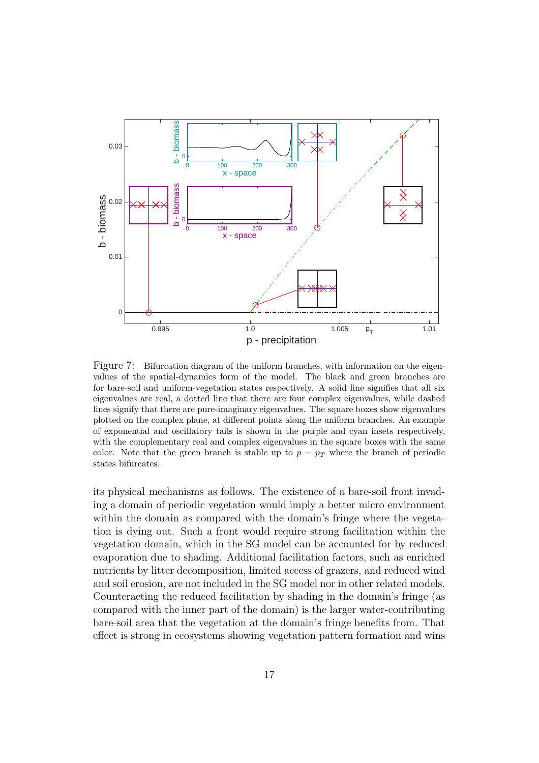Figure 7: Bifurcation diagram of the uniform branches, with information on the eigenvalues of the spatial-dynamics form of the model. The black and green branches are for bare-soil and uniform-vegetation states respectively. A solid line signifies that all six eigenvalues are real, a dotted line that there are four complex eigenvalues, while dashed lines signify that there are pure-imaginary eigenvalues. The square boxes show eigenvalues plotted on the complex plane, at different points along the uniform branches. An example of exponential and oscillatory tails is shown in the purple and cyan insets respectively, with the complementary real and complex eigenvalues in the square boxes with the same color. Note that the green branch is stable up to $p = p_T$ where the branch of periodic states bifurcates.

its physical mechanisms as follows. The existence of a bare-soil front invading a domain of periodic vegetation would imply a better micro environment within the domain as compared with the domain's fringe where the vegetation is dying out. Such a front would require strong facilitation within the vegetation domain, which in the SG model can be accounted for by reduced evaporation due to shading. Additional facilitation factors, such as enriched nutrients by litter decomposition, limited access of grazers, and reduced wind and soil erosion, are not included in the SG model nor in other related models. Counteracting the reduced facilitation by shading in the domain's fringe (as compared with the inner part of the domain) is the larger water-contributing bare-soil area that the vegetation at the domain's fringe benefits from. That effect is strong in ecosystems showing vegetation pattern formation and wins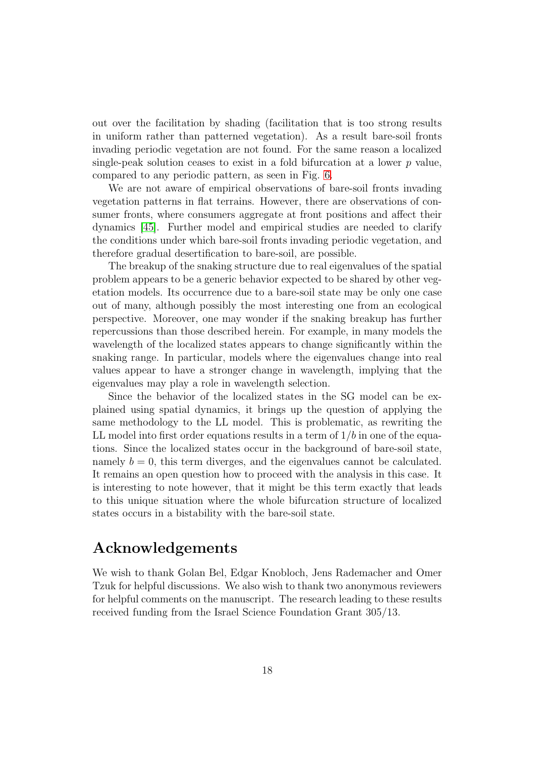out over the facilitation by shading (facilitation that is too strong results in uniform rather than patterned vegetation). As a result bare-soil fronts invading periodic vegetation are not found. For the same reason a localized single-peak solution ceases to exist in a fold bifurcation at a lower $p$ value, compared to any periodic pattern, as seen in Fig. 6.

We are not aware of empirical observations of bare-soil fronts invading vegetation patterns in flat terrains. However, there are observations of consumer fronts, where consumers aggregate at front positions and affect their dynamics [45]. Further model and empirical studies are needed to clarify the conditions under which bare-soil fronts invading periodic vegetation, and therefore gradual desertification to bare-soil, are possible.

The breakup of the snaking structure due to real eigenvalues of the spatial problem appears to be a generic behavior expected to be shared by other vegetation models. Its occurrence due to a bare-soil state may be only one case out of many, although possibly the most interesting one from an ecological perspective. Moreover, one may wonder if the snaking breakup has further repercussions than those described herein. For example, in many models the wavelength of the localized states appears to change significantly within the snaking range. In particular, models where the eigenvalues change into real values appear to have a stronger change in wavelength, implying that the eigenvalues may play a role in wavelength selection.

Since the behavior of the localized states in the SG model can be explained using spatial dynamics, it brings up the question of applying the same methodology to the LL model. This is problematic, as rewriting the LL model into first order equations results in a term of $1/b$ in one of the equations. Since the localized states occur in the background of bare-soil state, namely $b = 0$, this term diverges, and the eigenvalues cannot be calculated. It remains an open question how to proceed with the analysis in this case. It is interesting to note however, that it might be this term exactly that leads to this unique situation where the whole bifurcation structure of localized states occurs in a bistability with the bare-soil state.

## Acknowledgements

We wish to thank Golan Bel, Edgar Knobloch, Jens Rademacher and Omer Tzuk for helpful discussions. We also wish to thank two anonymous reviewers for helpful comments on the manuscript. The research leading to these results received funding from the Israel Science Foundation Grant 305/13.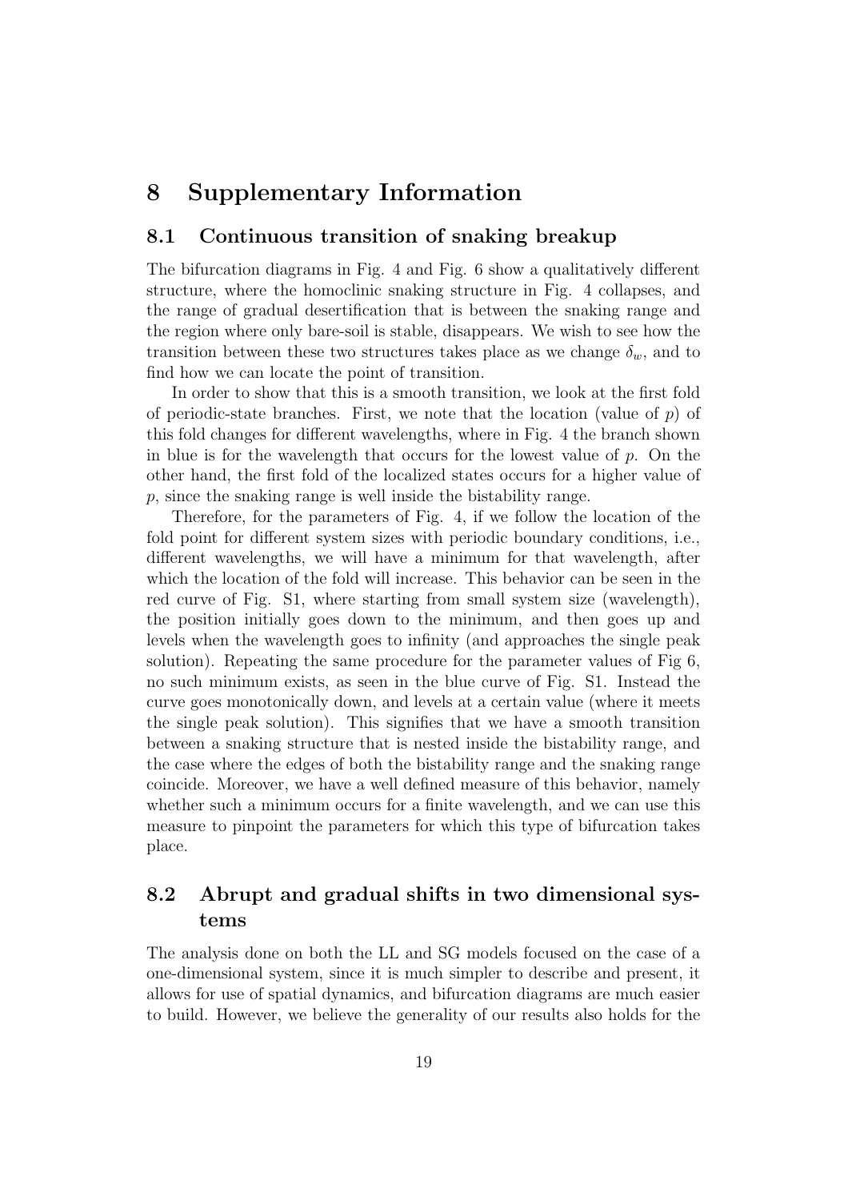# 8 Supplementary Information

## 8.1 Continuous transition of snaking breakup

The bifurcation diagrams in Fig. 4 and Fig. 6 show a qualitatively different structure, where the homoclinic snaking structure in Fig. 4 collapses, and the range of gradual desertification that is between the snaking range and the region where only bare-soil is stable, disappears. We wish to see how the transition between these two structures takes place as we change $\delta_w$, and to find how we can locate the point of transition.

In order to show that this is a smooth transition, we look at the first fold of periodic-state branches. First, we note that the location (value of $p$) of this fold changes for different wavelengths, where in Fig. 4 the branch shown in blue is for the wavelength that occurs for the lowest value of $p$. On the other hand, the first fold of the localized states occurs for a higher value of $p$, since the snaking range is well inside the bistability range.

Therefore, for the parameters of Fig. 4, if we follow the location of the fold point for different system sizes with periodic boundary conditions, i.e., different wavelengths, we will have a minimum for that wavelength, after which the location of the fold will increase. This behavior can be seen in the red curve of Fig. S1, where starting from small system size (wavelength), the position initially goes down to the minimum, and then goes up and levels when the wavelength goes to infinity (and approaches the single peak solution). Repeating the same procedure for the parameter values of Fig 6, no such minimum exists, as seen in the blue curve of Fig. S1. Instead the curve goes monotonically down, and levels at a certain value (where it meets the single peak solution). This signifies that we have a smooth transition between a snaking structure that is nested inside the bistability range, and the case where the edges of both the bistability range and the snaking range coincide. Moreover, we have a well defined measure of this behavior, namely whether such a minimum occurs for a finite wavelength, and we can use this measure to pinpoint the parameters for which this type of bifurcation takes place.

## 8.2 Abrupt and gradual shifts in two dimensional systems

The analysis done on both the LL and SG models focused on the case of a one-dimensional system, since it is much simpler to describe and present, it allows for use of spatial dynamics, and bifurcation diagrams are much easier to build. However, we believe the generality of our results also holds for the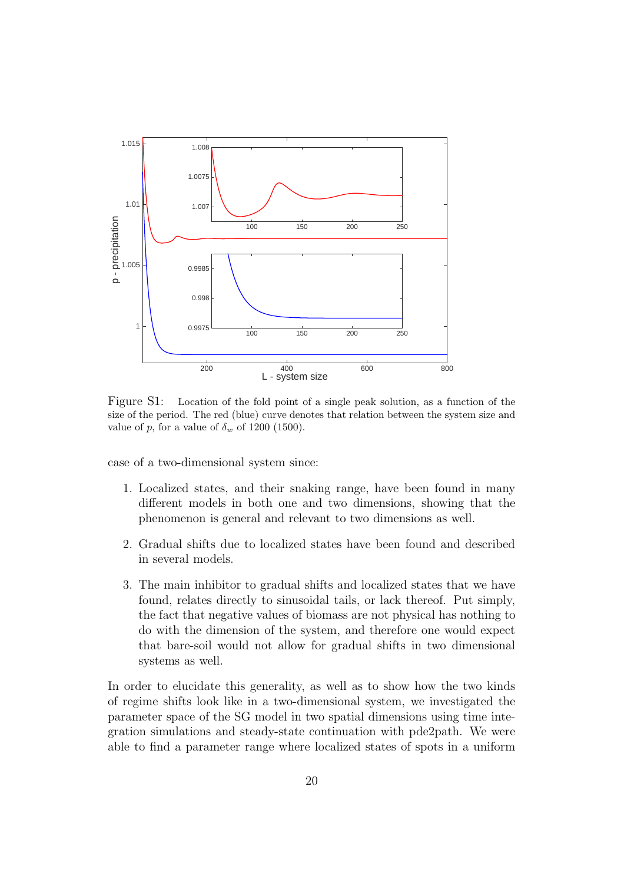Figure S1: Location of the fold point of a single peak solution, as a function of the size of the period. The red (blue) curve denotes that relation between the system size and value of $p$, for a value of $\delta_w$ of 1200 (1500).

case of a two-dimensional system since:

1. Localized states, and their snaking range, have been found in many different models in both one and two dimensions, showing that the phenomenon is general and relevant to two dimensions as well.
2. Gradual shifts due to localized states have been found and described in several models.
3. The main inhibitor to gradual shifts and localized states that we have found, relates directly to sinusoidal tails, or lack thereof. Put simply, the fact that negative values of biomass are not physical has nothing to do with the dimension of the system, and therefore one would expect that bare-soil would not allow for gradual shifts in two dimensional systems as well.

In order to elucidate this generality, as well as to show how the two kinds of regime shifts look like in a two-dimensional system, we investigated the parameter space of the SG model in two spatial dimensions using time integration simulations and steady-state continuation with pde2path. We were able to find a parameter range where localized states of spots in a uniform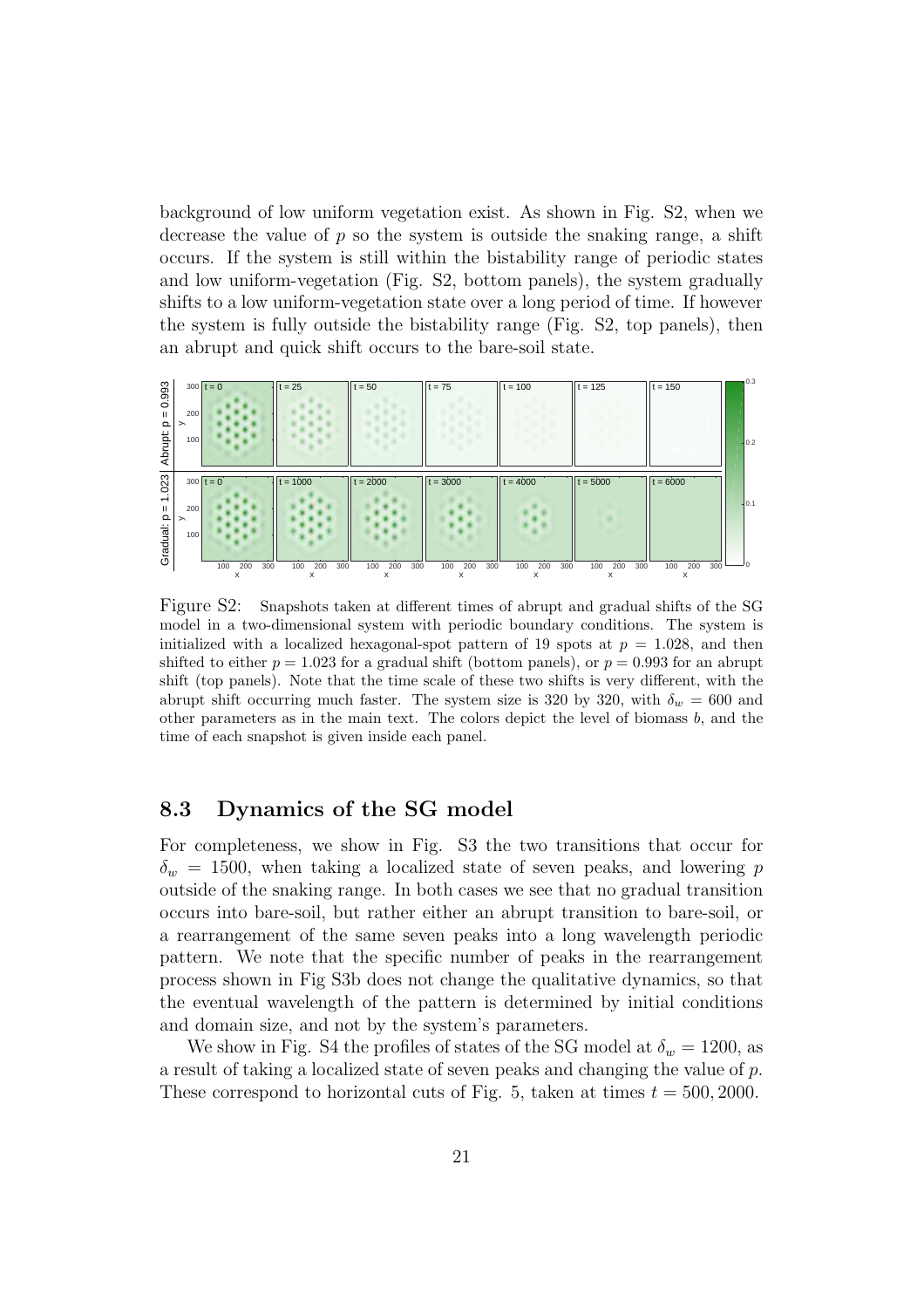background of low uniform vegetation exist. As shown in Fig. S2, when we decrease the value of $p$ so the system is outside the snaking range, a shift occurs. If the system is still within the bistability range of periodic states and low uniform-vegetation (Fig. S2, bottom panels), the system gradually shifts to a low uniform-vegetation state over a long period of time. If however the system is fully outside the bistability range (Fig. S2, top panels), then an abrupt and quick shift occurs to the bare-soil state.

Figure S2: Snapshots taken at different times of abrupt and gradual shifts of the SG model in a two-dimensional system with periodic boundary conditions. The system is initialized with a localized hexagonal-spot pattern of 19 spots at $p = 1.028$, and then shifted to either $p = 1.023$ for a gradual shift (bottom panels), or $p = 0.993$ for an abrupt shift (top panels). Note that the time scale of these two shifts is very different, with the abrupt shift occurring much faster. The system size is 320 by 320, with $\delta_w = 600$ and other parameters as in the main text. The colors depict the level of biomass $b$, and the time of each snapshot is given inside each panel.

## 8.3 Dynamics of the SG model

For completeness, we show in Fig. S3 the two transitions that occur for $\delta_w = 1500$, when taking a localized state of seven peaks, and lowering $p$ outside of the snaking range. In both cases we see that no gradual transition occurs into bare-soil, but rather either an abrupt transition to bare-soil, or a rearrangement of the same seven peaks into a long wavelength periodic pattern. We note that the specific number of peaks in the rearrangement process shown in Fig S3b does not change the qualitative dynamics, so that the eventual wavelength of the pattern is determined by initial conditions and domain size, and not by the system's parameters.

We show in Fig. S4 the profiles of states of the SG model at $\delta_w = 1200$, as a result of taking a localized state of seven peaks and changing the value of $p$. These correspond to horizontal cuts of Fig. 5, taken at times $t = 500, 2000$.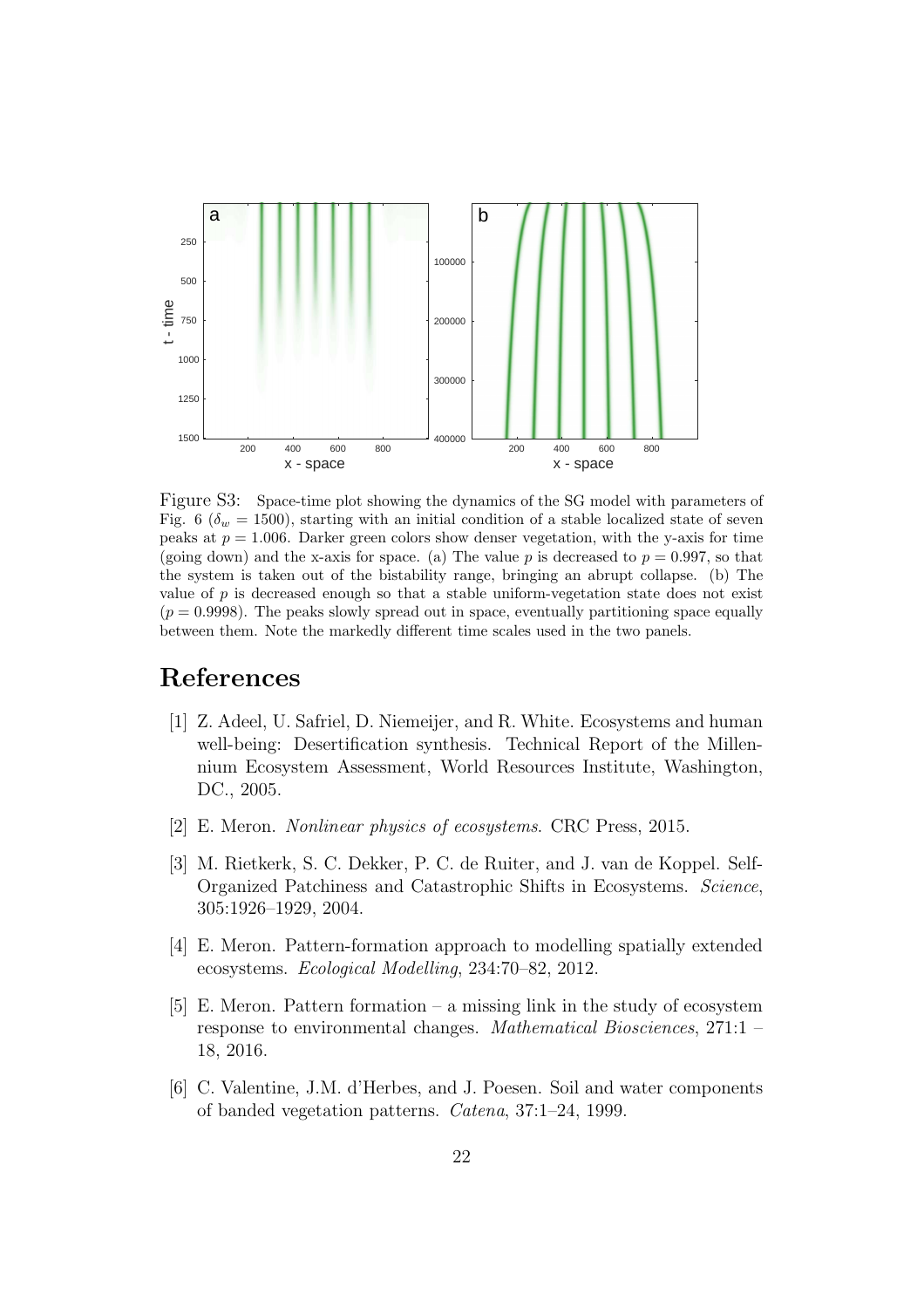Figure S3: Space-time plot showing the dynamics of the SG model with parameters of Fig. 6 ($\delta_w = 1500$), starting with an initial condition of a stable localized state of seven peaks at $p = 1.006$. Darker green colors show denser vegetation, with the y-axis for time (going down) and the x-axis for space. (a) The value $p$ is decreased to $p = 0.997$, so that the system is taken out of the bistability range, bringing an abrupt collapse. (b) The value of $p$ is decreased enough so that a stable uniform-vegetation state does not exist ($p = 0.9998$). The peaks slowly spread out in space, eventually partitioning space equally between them. Note the markedly different time scales used in the two panels.

# References

[1] Z. Adeel, U. Safriel, D. Niemeijer, and R. White. Ecosystems and human well-being: Desertification synthesis. Technical Report of the Millennium Ecosystem Assessment, World Resources Institute, Washington, DC., 2005.

[2] E. Meron. *Nonlinear physics of ecosystems*. CRC Press, 2015.

[3] M. Rietkerk, S. C. Dekker, P. C. de Ruiter, and J. van de Koppel. Self-Organized Patchiness and Catastrophic Shifts in Ecosystems. *Science*, 305:1926–1929, 2004.

[4] E. Meron. Pattern-formation approach to modelling spatially extended ecosystems. *Ecological Modelling*, 234:70–82, 2012.

[5] E. Meron. Pattern formation – a missing link in the study of ecosystem response to environmental changes. *Mathematical Biosciences*, 271:1 – 18, 2016.

[6] C. Valentine, J.M. d'Herbes, and J. Poesen. Soil and water components of banded vegetation patterns. *Catena*, 37:1–24, 1999.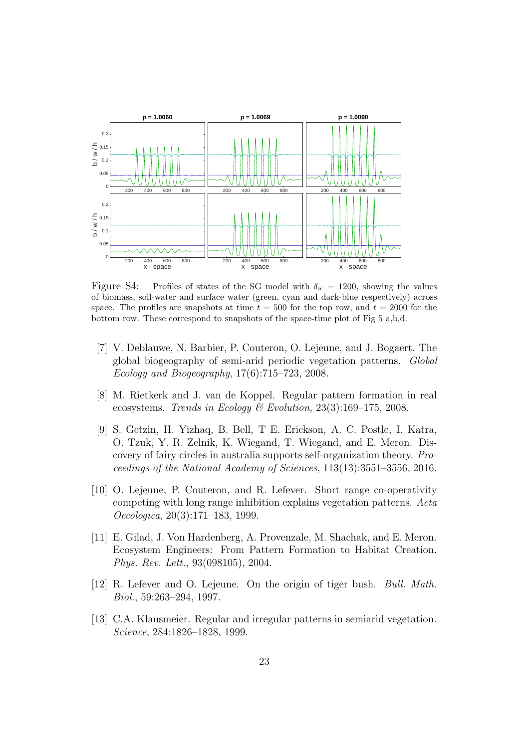Figure S4: Profiles of states of the SG model with $\delta_w = 1200$, showing the values of biomass, soil-water and surface water (green, cyan and dark-blue respectively) across space. The profiles are snapshots at time $t = 500$ for the top row, and $t = 2000$ for the bottom row. These correspond to snapshots of the space-time plot of Fig 5 a,b,d.

[7] V. Deblauwe, N. Barbier, P. Couteron, O. Lejeune, and J. Bogaert. The global biogeography of semi-arid periodic vegetation patterns. *Global Ecology and Biogeography*, 17(6):715–723, 2008.

[8] M. Rietkerk and J. van de Koppel. Regular pattern formation in real ecosystems. *Trends in Ecology & Evolution*, 23(3):169–175, 2008.

[9] S. Getzin, H. Yizhaq, B. Bell, T E. Erickson, A. C. Postle, I. Katra, O. Tzuk, Y. R. Zelnik, K. Wiegand, T. Wiegand, and E. Meron. Discovery of fairy circles in australia supports self-organization theory. *Proceedings of the National Academy of Sciences*, 113(13):3551–3556, 2016.

[10] O. Lejeune, P. Couteron, and R. Lefever. Short range co-operativity competing with long range inhibition explains vegetation patterns. *Acta Oecologica*, 20(3):171–183, 1999.

[11] E. Gilad, J. Von Hardenberg, A. Provenzale, M. Shachak, and E. Meron. Ecosystem Engineers: From Pattern Formation to Habitat Creation. *Phys. Rev. Lett.*, 93(098105), 2004.

[12] R. Lefever and O. Lejeune. On the origin of tiger bush. *Bull. Math. Biol.*, 59:263–294, 1997.

[13] C.A. Klausmeier. Regular and irregular patterns in semiarid vegetation. *Science*, 284:1826–1828, 1999.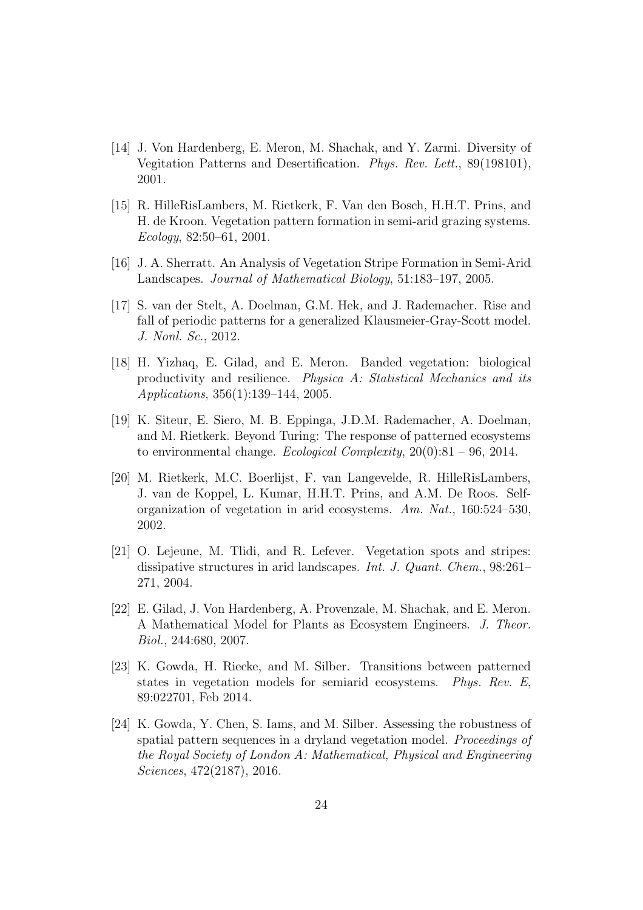[14] J. Von Hardenberg, E. Meron, M. Shachak, and Y. Zarmi. Diversity of Vegitation Patterns and Desertification. *Phys. Rev. Lett.*, 89(198101), 2001.

[15] R. HilleRisLambers, M. Rietkerk, F. Van den Bosch, H.H.T. Prins, and H. de Kroon. Vegetation pattern formation in semi-arid grazing systems. *Ecology*, 82:50–61, 2001.

[16] J. A. Sherratt. An Analysis of Vegetation Stripe Formation in Semi-Arid Landscapes. *Journal of Mathematical Biology*, 51:183–197, 2005.

[17] S. van der Stelt, A. Doelman, G.M. Hek, and J. Rademacher. Rise and fall of periodic patterns for a generalized Klausmeier-Gray-Scott model. *J. Nonl. Sc.*, 2012.

[18] H. Yizhaq, E. Gilad, and E. Meron. Banded vegetation: biological productivity and resilience. *Physica A: Statistical Mechanics and its Applications*, 356(1):139–144, 2005.

[19] K. Siteur, E. Siero, M. B. Eppinga, J.D.M. Rademacher, A. Doelman, and M. Rietkerk. Beyond Turing: The response of patterned ecosystems to environmental change. *Ecological Complexity*, 20(0):81 – 96, 2014.

[20] M. Rietkerk, M.C. Boerlijst, F. van Langevelde, R. HilleRisLambers, J. van de Koppel, L. Kumar, H.H.T. Prins, and A.M. De Roos. Self-organization of vegetation in arid ecosystems. *Am. Nat.*, 160:524–530, 2002.

[21] O. Lejeune, M. Tlidi, and R. Lefever. Vegetation spots and stripes: dissipative structures in arid landscapes. *Int. J. Quant. Chem.*, 98:261–271, 2004.

[22] E. Gilad, J. Von Hardenberg, A. Provenzale, M. Shachak, and E. Meron. A Mathematical Model for Plants as Ecosystem Engineers. *J. Theor. Biol.*, 244:680, 2007.

[23] K. Gowda, H. Riecke, and M. Silber. Transitions between patterned states in vegetation models for semiarid ecosystems. *Phys. Rev. E*, 89:022701, Feb 2014.

[24] K. Gowda, Y. Chen, S. Iams, and M. Silber. Assessing the robustness of spatial pattern sequences in a dryland vegetation model. *Proceedings of the Royal Society of London A: Mathematical, Physical and Engineering Sciences*, 472(2187), 2016.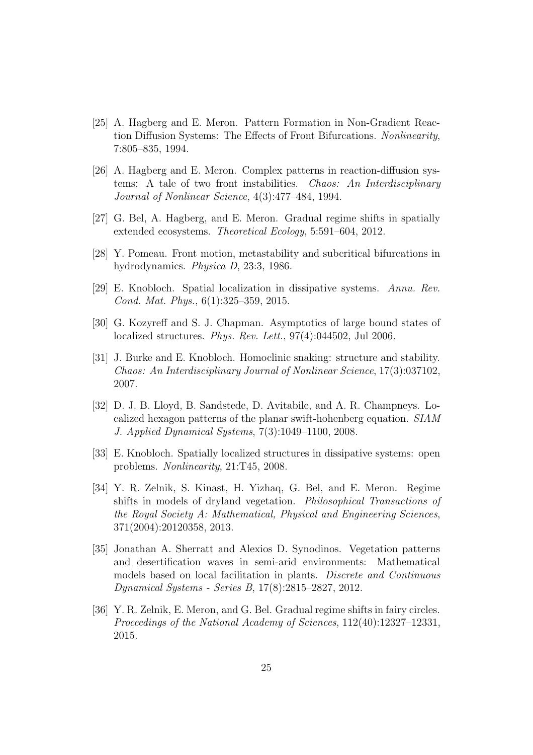[25] A. Hagberg and E. Meron. Pattern Formation in Non-Gradient Reaction Diffusion Systems: The Effects of Front Bifurcations. *Nonlinearity*, 7:805–835, 1994.

[26] A. Hagberg and E. Meron. Complex patterns in reaction-diffusion systems: A tale of two front instabilities. *Chaos: An Interdisciplinary Journal of Nonlinear Science*, 4(3):477–484, 1994.

[27] G. Bel, A. Hagberg, and E. Meron. Gradual regime shifts in spatially extended ecosystems. *Theoretical Ecology*, 5:591–604, 2012.

[28] Y. Pomeau. Front motion, metastability and subcritical bifurcations in hydrodynamics. *Physica D*, 23:3, 1986.

[29] E. Knobloch. Spatial localization in dissipative systems. *Annu. Rev. Cond. Mat. Phys.*, 6(1):325–359, 2015.

[30] G. Kozyreff and S. J. Chapman. Asymptotics of large bound states of localized structures. *Phys. Rev. Lett.*, 97(4):044502, Jul 2006.

[31] J. Burke and E. Knobloch. Homoclinic snaking: structure and stability. *Chaos: An Interdisciplinary Journal of Nonlinear Science*, 17(3):037102, 2007.

[32] D. J. B. Lloyd, B. Sandstede, D. Avitabile, and A. R. Champneys. Localized hexagon patterns of the planar swift-hohenberg equation. *SIAM J. Applied Dynamical Systems*, 7(3):1049–1100, 2008.

[33] E. Knobloch. Spatially localized structures in dissipative systems: open problems. *Nonlinearity*, 21:T45, 2008.

[34] Y. R. Zelnik, S. Kinast, H. Yizhaq, G. Bel, and E. Meron. Regime shifts in models of dryland vegetation. *Philosophical Transactions of the Royal Society A: Mathematical, Physical and Engineering Sciences*, 371(2004):20120358, 2013.

[35] Jonathan A. Sherratt and Alexios D. Synodinos. Vegetation patterns and desertification waves in semi-arid environments: Mathematical models based on local facilitation in plants. *Discrete and Continuous Dynamical Systems - Series B*, 17(8):2815–2827, 2012.

[36] Y. R. Zelnik, E. Meron, and G. Bel. Gradual regime shifts in fairy circles. *Proceedings of the National Academy of Sciences*, 112(40):12327–12331, 2015.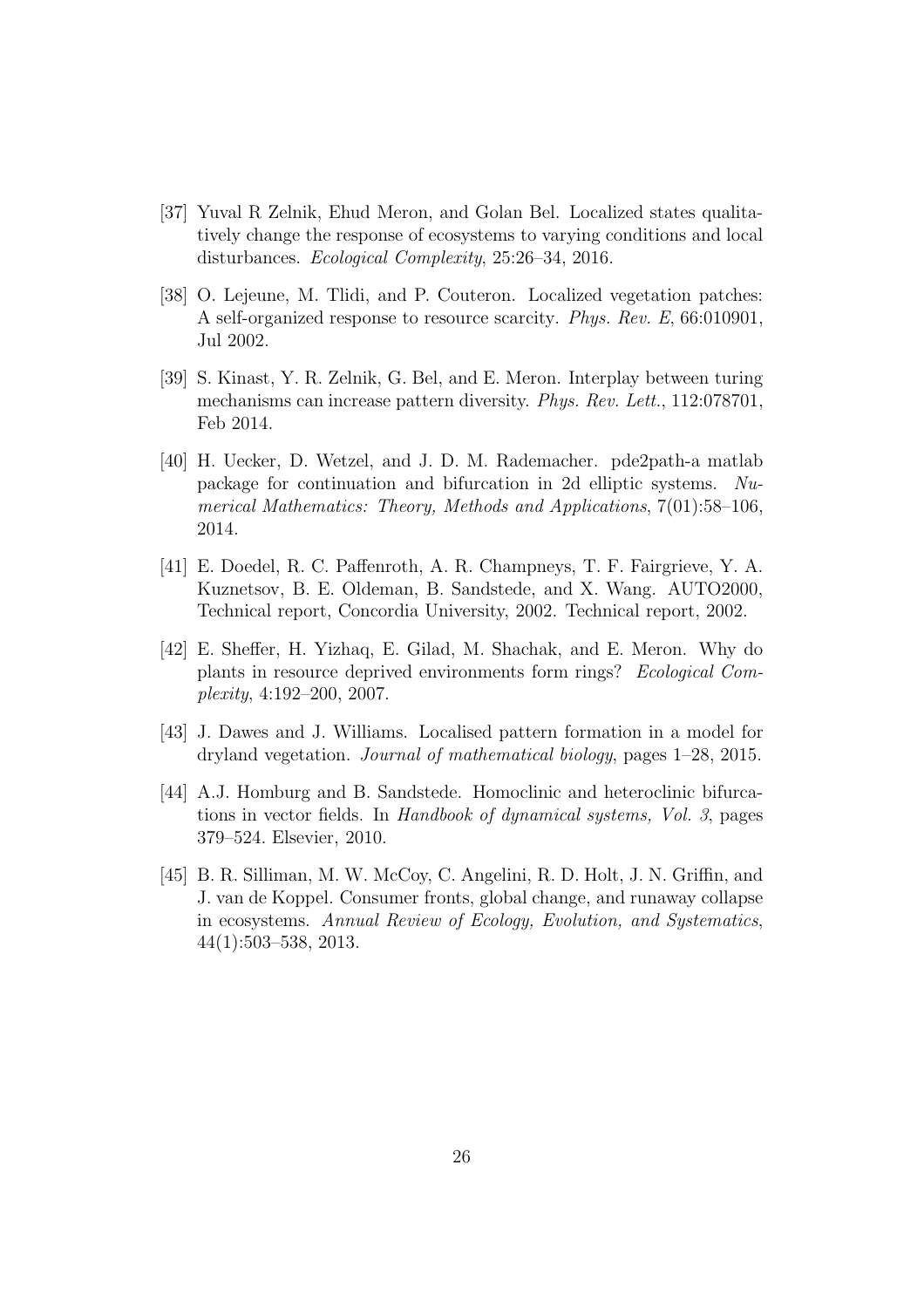[37] Yuval R Zelnik, Ehud Meron, and Golan Bel. Localized states qualitatively change the response of ecosystems to varying conditions and local disturbances. *Ecological Complexity*, 25:26–34, 2016.

[38] O. Lejeune, M. Tlidi, and P. Couteron. Localized vegetation patches: A self-organized response to resource scarcity. *Phys. Rev. E*, 66:010901, Jul 2002.

[39] S. Kinast, Y. R. Zelnik, G. Bel, and E. Meron. Interplay between turing mechanisms can increase pattern diversity. *Phys. Rev. Lett.*, 112:078701, Feb 2014.

[40] H. Uecker, D. Wetzel, and J. D. M. Rademacher. pde2path-a matlab package for continuation and bifurcation in 2d elliptic systems. *Numerical Mathematics: Theory, Methods and Applications*, 7(01):58–106, 2014.

[41] E. Doedel, R. C. Paffenroth, A. R. Champneys, T. F. Fairgrieve, Y. A. Kuznetsov, B. E. Oldeman, B. Sandstede, and X. Wang. AUTO2000, Technical report, Concordia University, 2002. Technical report, 2002.

[42] E. Sheffer, H. Yizhaq, E. Gilad, M. Shachak, and E. Meron. Why do plants in resource deprived environments form rings? *Ecological Complexity*, 4:192–200, 2007.

[43] J. Dawes and J. Williams. Localised pattern formation in a model for dryland vegetation. *Journal of mathematical biology*, pages 1–28, 2015.

[44] A.J. Homburg and B. Sandstede. Homoclinic and heteroclinic bifurcations in vector fields. In *Handbook of dynamical systems, Vol. 3*, pages 379–524. Elsevier, 2010.

[45] B. R. Silliman, M. W. McCoy, C. Angelini, R. D. Holt, J. N. Griffin, and J. van de Koppel. Consumer fronts, global change, and runaway collapse in ecosystems. *Annual Review of Ecology, Evolution, and Systematics*, 44(1):503–538, 2013.